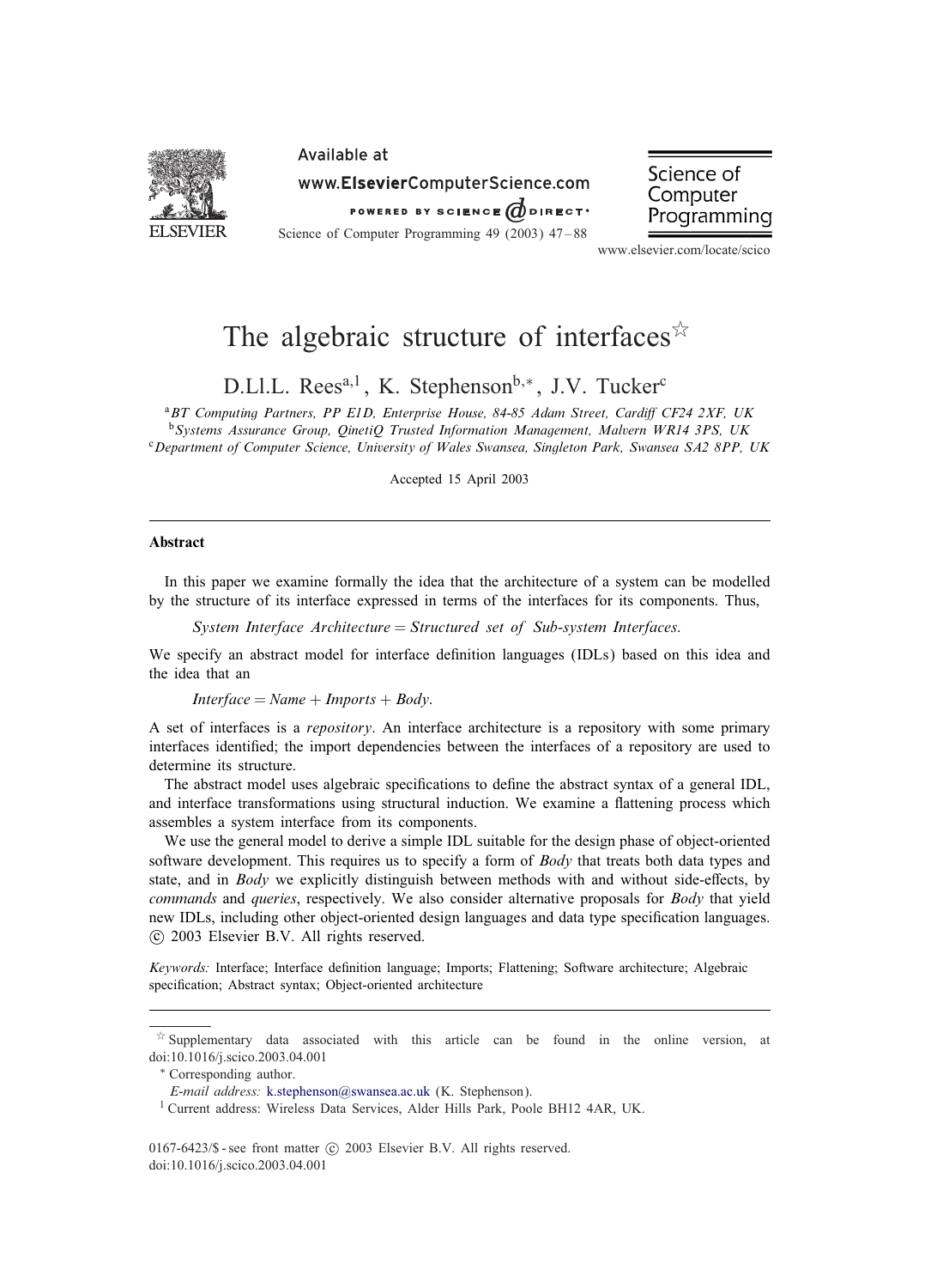# The algebraic structure of interfaces[☆]

D.Ll.L. Rees[a,1], K. Stephenson[b,*], J.V. Tucker[c]

[a] BT Computing Partners, PP E1D, Enterprise House, 84-85 Adam Street, Cardiff CF24 2XF, UK
[b] Systems Assurance Group, QinetiQ Trusted Information Management, Malvern WR14 3PS, UK
[c] Department of Computer Science, University of Wales Swansea, Singleton Park, Swansea SA2 8PP, UK

Accepted 15 April 2003

---

## Abstract

In this paper we examine formally the idea that the architecture of a system can be modelled by the structure of its interface expressed in terms of the interfaces for its components. Thus,

*System Interface Architecture* = *Structured set of Sub-system Interfaces*.

We specify an abstract model for interface definition languages (IDLs) based on this idea and the idea that an

*Interface* = *Name* + *Imports* + *Body*.

A set of interfaces is a *repository*. An interface architecture is a repository with some primary interfaces identified; the import dependencies between the interfaces of a repository are used to determine its structure.

The abstract model uses algebraic specifications to define the abstract syntax of a general IDL, and interface transformations using structural induction. We examine a flattening process which assembles a system interface from its components.

We use the general model to derive a simple IDL suitable for the design phase of object-oriented software development. This requires us to specify a form of *Body* that treats both data types and state, and in *Body* we explicitly distinguish between methods with and without side-effects, by *commands* and *queries*, respectively. We also consider alternative proposals for *Body* that yield new IDLs, including other object-oriented design languages and data type specification languages.
© 2003 Elsevier B.V. All rights reserved.

*Keywords:* Interface; Interface definition language; Imports; Flattening; Software architecture; Algebraic specification; Abstract syntax; Object-oriented architecture

---

[☆] Supplementary data associated with this article can be found in the online version, at doi:10.1016/j.scico.2003.04.001

[*] Corresponding author.

*E-mail address:* k.stephenson@swansea.ac.uk (K. Stephenson).

[1] Current address: Wireless Data Services, Alder Hills Park, Poole BH12 4AR, UK.

0167-6423/$ - see front matter © 2003 Elsevier B.V. All rights reserved.
doi:10.1016/j.scico.2003.04.001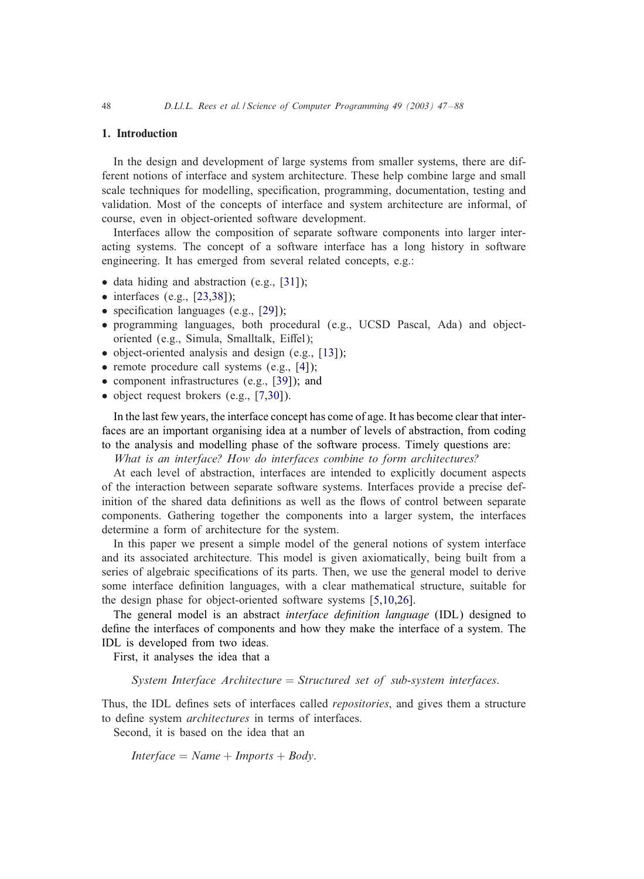## 1. Introduction

In the design and development of large systems from smaller systems, there are different notions of interface and system architecture. These help combine large and small scale techniques for modelling, specification, programming, documentation, testing and validation. Most of the concepts of interface and system architecture are informal, of course, even in object-oriented software development.

Interfaces allow the composition of separate software components into larger interacting systems. The concept of a software interface has a long history in software engineering. It has emerged from several related concepts, e.g.:

- data hiding and abstraction (e.g., [31]);
- interfaces (e.g., [23,38]);
- specification languages (e.g., [29]);
- programming languages, both procedural (e.g., UCSD Pascal, Ada) and object-oriented (e.g., Simula, Smalltalk, Eiffel);
- object-oriented analysis and design (e.g., [13]);
- remote procedure call systems (e.g., [4]);
- component infrastructures (e.g., [39]); and
- object request brokers (e.g., [7,30]).

In the last few years, the interface concept has come of age. It has become clear that interfaces are an important organising idea at a number of levels of abstraction, from coding to the analysis and modelling phase of the software process. Timely questions are:

*What is an interface? How do interfaces combine to form architectures?*

At each level of abstraction, interfaces are intended to explicitly document aspects of the interaction between separate software systems. Interfaces provide a precise definition of the shared data definitions as well as the flows of control between separate components. Gathering together the components into a larger system, the interfaces determine a form of architecture for the system.

In this paper we present a simple model of the general notions of system interface and its associated architecture. This model is given axiomatically, being built from a series of algebraic specifications of its parts. Then, we use the general model to derive some interface definition languages, with a clear mathematical structure, suitable for the design phase for object-oriented software systems [5,10,26].

The general model is an abstract *interface definition language* (IDL) designed to define the interfaces of components and how they make the interface of a system. The IDL is developed from two ideas.

First, it analyses the idea that a

$$\textit{System Interface Architecture} = \textit{Structured set of sub-system interfaces}.$$

Thus, the IDL defines sets of interfaces called *repositories*, and gives them a structure to define system *architectures* in terms of interfaces.

Second, it is based on the idea that an

$$\textit{Interface} = \textit{Name} + \textit{Imports} + \textit{Body}.$$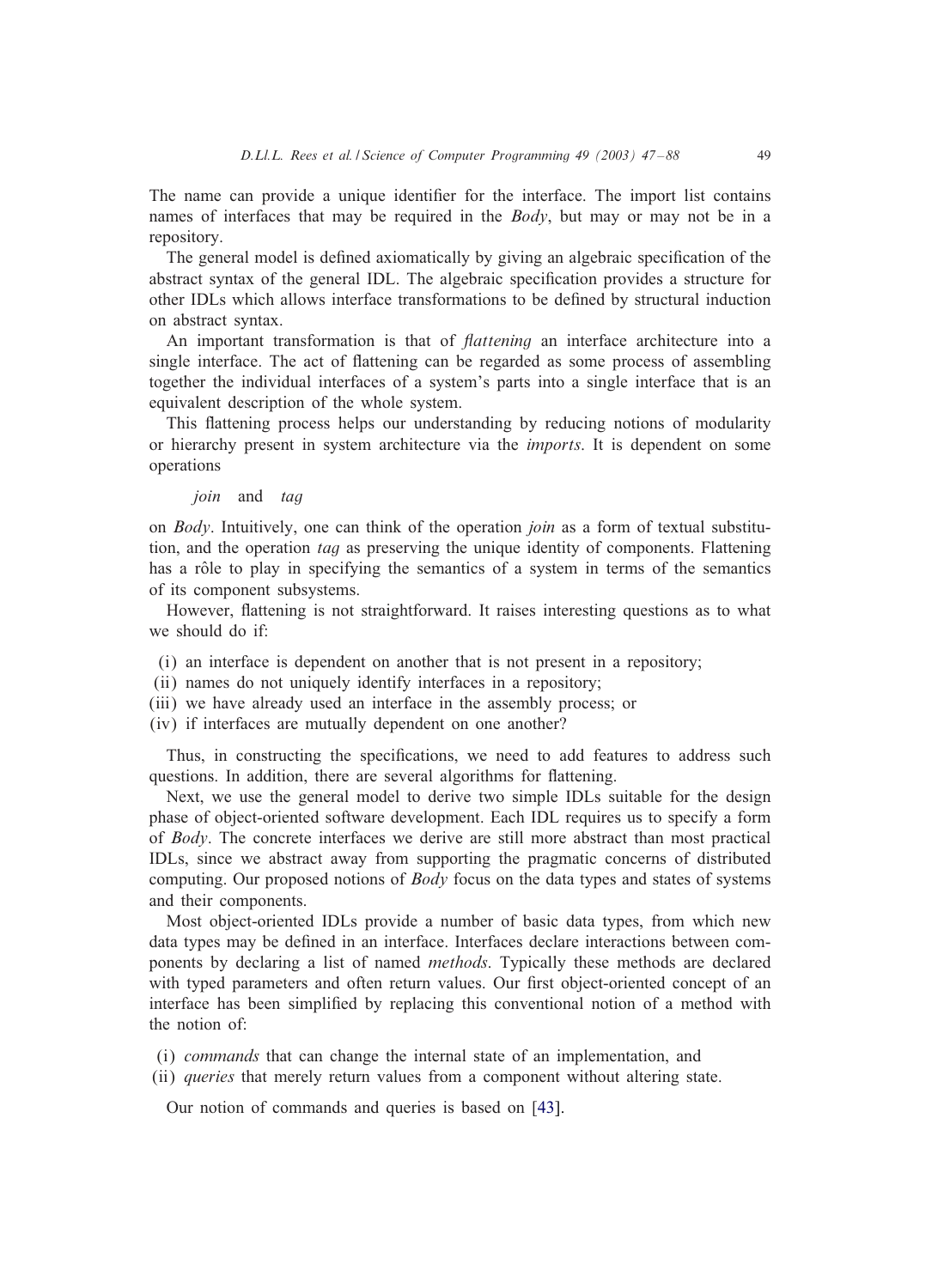The name can provide a unique identifier for the interface. The import list contains names of interfaces that may be required in the *Body*, but may or may not be in a repository.

The general model is defined axiomatically by giving an algebraic specification of the abstract syntax of the general IDL. The algebraic specification provides a structure for other IDLs which allows interface transformations to be defined by structural induction on abstract syntax.

An important transformation is that of *flattening* an interface architecture into a single interface. The act of flattening can be regarded as some process of assembling together the individual interfaces of a system's parts into a single interface that is an equivalent description of the whole system.

This flattening process helps our understanding by reducing notions of modularity or hierarchy present in system architecture via the *imports*. It is dependent on some operations

*join* and *tag*

on *Body*. Intuitively, one can think of the operation *join* as a form of textual substitution, and the operation *tag* as preserving the unique identity of components. Flattening has a rôle to play in specifying the semantics of a system in terms of the semantics of its component subsystems.

However, flattening is not straightforward. It raises interesting questions as to what we should do if:

(i) an interface is dependent on another that is not present in a repository;
(ii) names do not uniquely identify interfaces in a repository;
(iii) we have already used an interface in the assembly process; or
(iv) if interfaces are mutually dependent on one another?

Thus, in constructing the specifications, we need to add features to address such questions. In addition, there are several algorithms for flattening.

Next, we use the general model to derive two simple IDLs suitable for the design phase of object-oriented software development. Each IDL requires us to specify a form of *Body*. The concrete interfaces we derive are still more abstract than most practical IDLs, since we abstract away from supporting the pragmatic concerns of distributed computing. Our proposed notions of *Body* focus on the data types and states of systems and their components.

Most object-oriented IDLs provide a number of basic data types, from which new data types may be defined in an interface. Interfaces declare interactions between components by declaring a list of named *methods*. Typically these methods are declared with typed parameters and often return values. Our first object-oriented concept of an interface has been simplified by replacing this conventional notion of a method with the notion of:

(i) *commands* that can change the internal state of an implementation, and
(ii) *queries* that merely return values from a component without altering state.

Our notion of commands and queries is based on [43].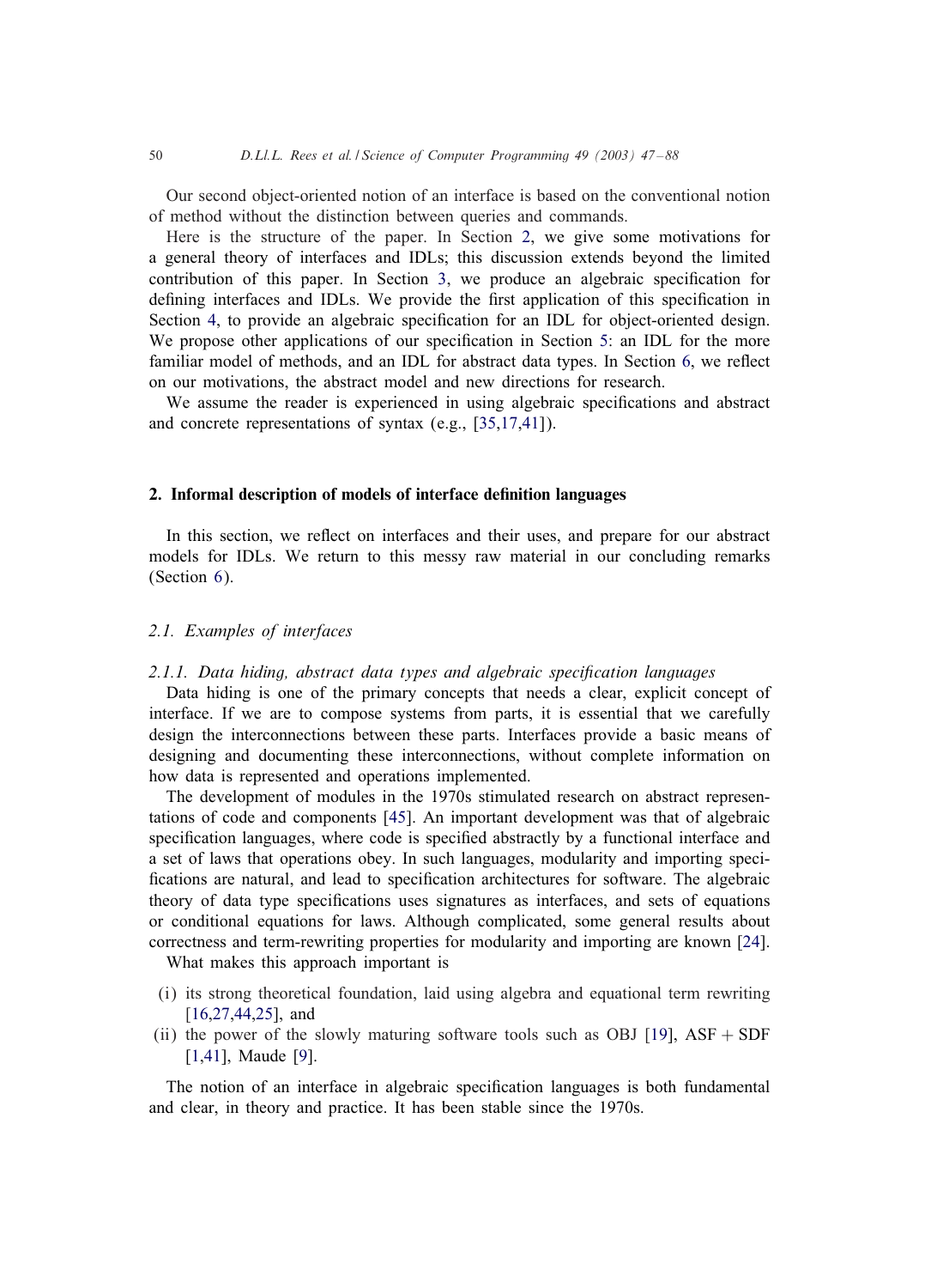Our second object-oriented notion of an interface is based on the conventional notion of method without the distinction between queries and commands.

Here is the structure of the paper. In Section 2, we give some motivations for a general theory of interfaces and IDLs; this discussion extends beyond the limited contribution of this paper. In Section 3, we produce an algebraic specification for defining interfaces and IDLs. We provide the first application of this specification in Section 4, to provide an algebraic specification for an IDL for object-oriented design. We propose other applications of our specification in Section 5: an IDL for the more familiar model of methods, and an IDL for abstract data types. In Section 6, we reflect on our motivations, the abstract model and new directions for research.

We assume the reader is experienced in using algebraic specifications and abstract and concrete representations of syntax (e.g., [35,17,41]).

## 2. Informal description of models of interface definition languages

In this section, we reflect on interfaces and their uses, and prepare for our abstract models for IDLs. We return to this messy raw material in our concluding remarks (Section 6).

### 2.1. Examples of interfaces

#### 2.1.1. Data hiding, abstract data types and algebraic specification languages

Data hiding is one of the primary concepts that needs a clear, explicit concept of interface. If we are to compose systems from parts, it is essential that we carefully design the interconnections between these parts. Interfaces provide a basic means of designing and documenting these interconnections, without complete information on how data is represented and operations implemented.

The development of modules in the 1970s stimulated research on abstract representations of code and components [45]. An important development was that of algebraic specification languages, where code is specified abstractly by a functional interface and a set of laws that operations obey. In such languages, modularity and importing specifications are natural, and lead to specification architectures for software. The algebraic theory of data type specifications uses signatures as interfaces, and sets of equations or conditional equations for laws. Although complicated, some general results about correctness and term-rewriting properties for modularity and importing are known [24].

What makes this approach important is

(i) its strong theoretical foundation, laid using algebra and equational term rewriting [16,27,44,25], and
(ii) the power of the slowly maturing software tools such as OBJ [19], ASF + SDF [1,41], Maude [9].

The notion of an interface in algebraic specification languages is both fundamental and clear, in theory and practice. It has been stable since the 1970s.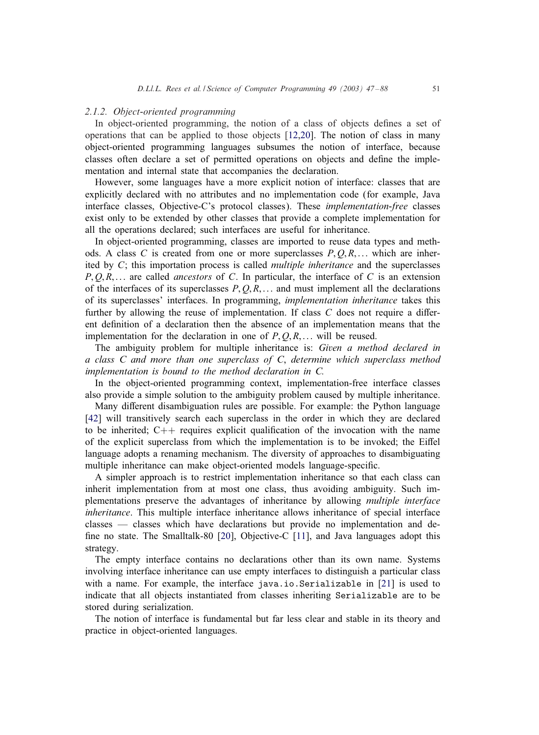#### 2.1.2. Object-oriented programming

In object-oriented programming, the notion of a class of objects defines a set of operations that can be applied to those objects [12,20]. The notion of class in many object-oriented programming languages subsumes the notion of interface, because classes often declare a set of permitted operations on objects and define the implementation and internal state that accompanies the declaration.

However, some languages have a more explicit notion of interface: classes that are explicitly declared with no attributes and no implementation code (for example, Java interface classes, Objective-C's protocol classes). These *implementation-free* classes exist only to be extended by other classes that provide a complete implementation for all the operations declared; such interfaces are useful for inheritance.

In object-oriented programming, classes are imported to reuse data types and methods. A class $C$ is created from one or more superclasses $P, Q, R, \ldots$ which are inherited by $C$; this importation process is called *multiple inheritance* and the superclasses $P, Q, R, \ldots$ are called *ancestors* of $C$. In particular, the interface of $C$ is an extension of the interfaces of its superclasses $P, Q, R, \ldots$ and must implement all the declarations of its superclasses' interfaces. In programming, *implementation inheritance* takes this further by allowing the reuse of implementation. If class $C$ does not require a different definition of a declaration then the absence of an implementation means that the implementation for the declaration in one of $P, Q, R, \ldots$ will be reused.

The ambiguity problem for multiple inheritance is: *Given a method declared in a class C and more than one superclass of C, determine which superclass method implementation is bound to the method declaration in C.*

In the object-oriented programming context, implementation-free interface classes also provide a simple solution to the ambiguity problem caused by multiple inheritance.

Many different disambiguation rules are possible. For example: the Python language [42] will transitively search each superclass in the order in which they are declared to be inherited; C++ requires explicit qualification of the invocation with the name of the explicit superclass from which the implementation is to be invoked; the Eiffel language adopts a renaming mechanism. The diversity of approaches to disambiguating multiple inheritance can make object-oriented models language-specific.

A simpler approach is to restrict implementation inheritance so that each class can inherit implementation from at most one class, thus avoiding ambiguity. Such implementations preserve the advantages of inheritance by allowing *multiple interface inheritance*. This multiple interface inheritance allows inheritance of special interface classes — classes which have declarations but provide no implementation and define no state. The Smalltalk-80 [20], Objective-C [11], and Java languages adopt this strategy.

The empty interface contains no declarations other than its own name. Systems involving interface inheritance can use empty interfaces to distinguish a particular class with a name. For example, the interface `java.io.Serializable` in [21] is used to indicate that all objects instantiated from classes inheriting `Serializable` are to be stored during serialization.

The notion of interface is fundamental but far less clear and stable in its theory and practice in object-oriented languages.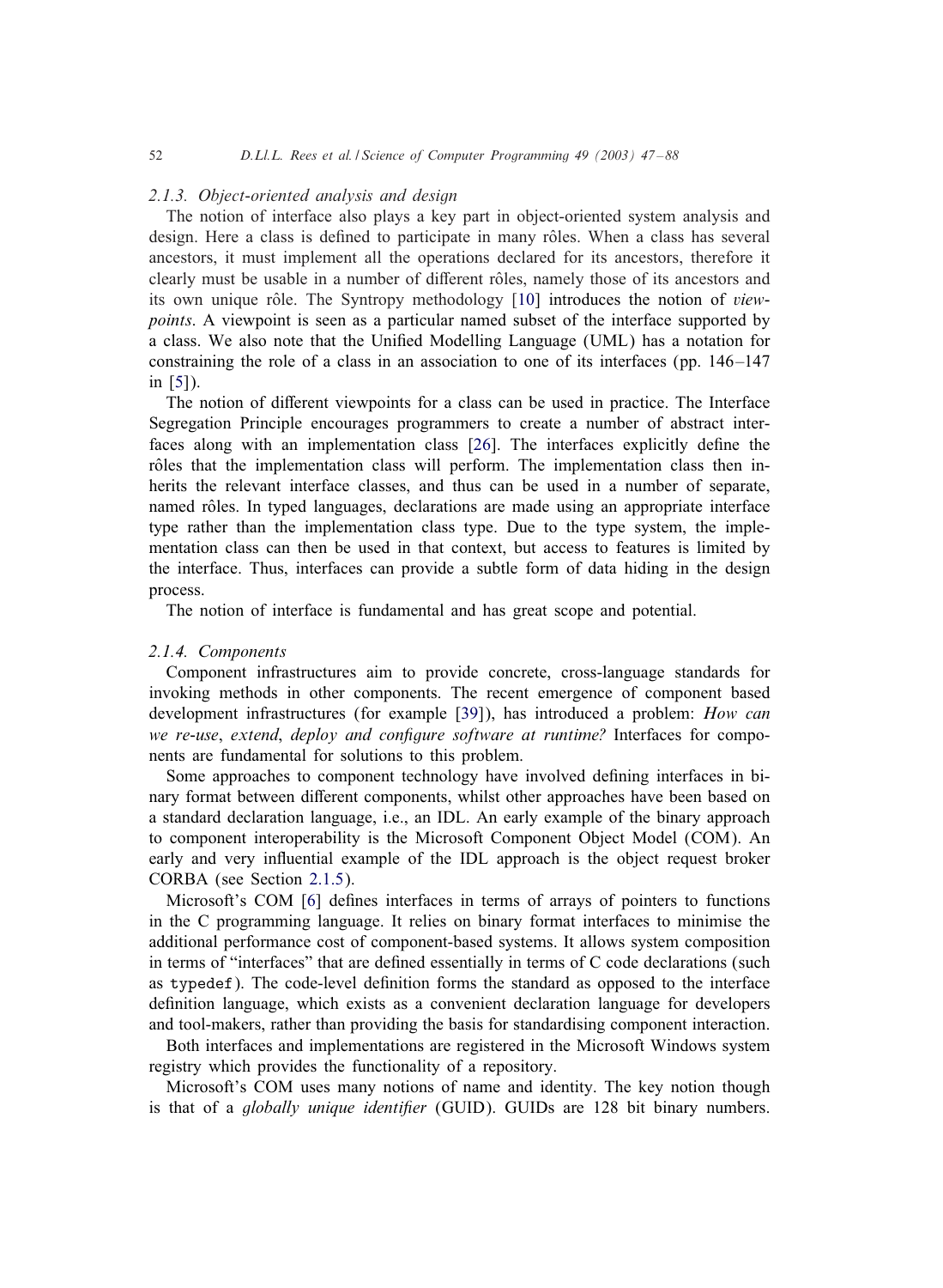### 2.1.3. Object-oriented analysis and design

The notion of interface also plays a key part in object-oriented system analysis and design. Here a class is defined to participate in many rôles. When a class has several ancestors, it must implement all the operations declared for its ancestors, therefore it clearly must be usable in a number of different rôles, namely those of its ancestors and its own unique rôle. The Syntropy methodology [10] introduces the notion of *viewpoints*. A viewpoint is seen as a particular named subset of the interface supported by a class. We also note that the Unified Modelling Language (UML) has a notation for constraining the role of a class in an association to one of its interfaces (pp. 146–147 in [5]).

The notion of different viewpoints for a class can be used in practice. The Interface Segregation Principle encourages programmers to create a number of abstract interfaces along with an implementation class [26]. The interfaces explicitly define the rôles that the implementation class will perform. The implementation class then inherits the relevant interface classes, and thus can be used in a number of separate, named rôles. In typed languages, declarations are made using an appropriate interface type rather than the implementation class type. Due to the type system, the implementation class can then be used in that context, but access to features is limited by the interface. Thus, interfaces can provide a subtle form of data hiding in the design process.

The notion of interface is fundamental and has great scope and potential.

### 2.1.4. Components

Component infrastructures aim to provide concrete, cross-language standards for invoking methods in other components. The recent emergence of component based development infrastructures (for example [39]), has introduced a problem: *How can we re-use, extend, deploy and configure software at runtime?* Interfaces for components are fundamental for solutions to this problem.

Some approaches to component technology have involved defining interfaces in binary format between different components, whilst other approaches have been based on a standard declaration language, i.e., an IDL. An early example of the binary approach to component interoperability is the Microsoft Component Object Model (COM). An early and very influential example of the IDL approach is the object request broker CORBA (see Section 2.1.5).

Microsoft's COM [6] defines interfaces in terms of arrays of pointers to functions in the C programming language. It relies on binary format interfaces to minimise the additional performance cost of component-based systems. It allows system composition in terms of "interfaces" that are defined essentially in terms of C code declarations (such as `typedef`). The code-level definition forms the standard as opposed to the interface definition language, which exists as a convenient declaration language for developers and tool-makers, rather than providing the basis for standardising component interaction.

Both interfaces and implementations are registered in the Microsoft Windows system registry which provides the functionality of a repository.

Microsoft's COM uses many notions of name and identity. The key notion though is that of a *globally unique identifier* (GUID). GUIDs are 128 bit binary numbers.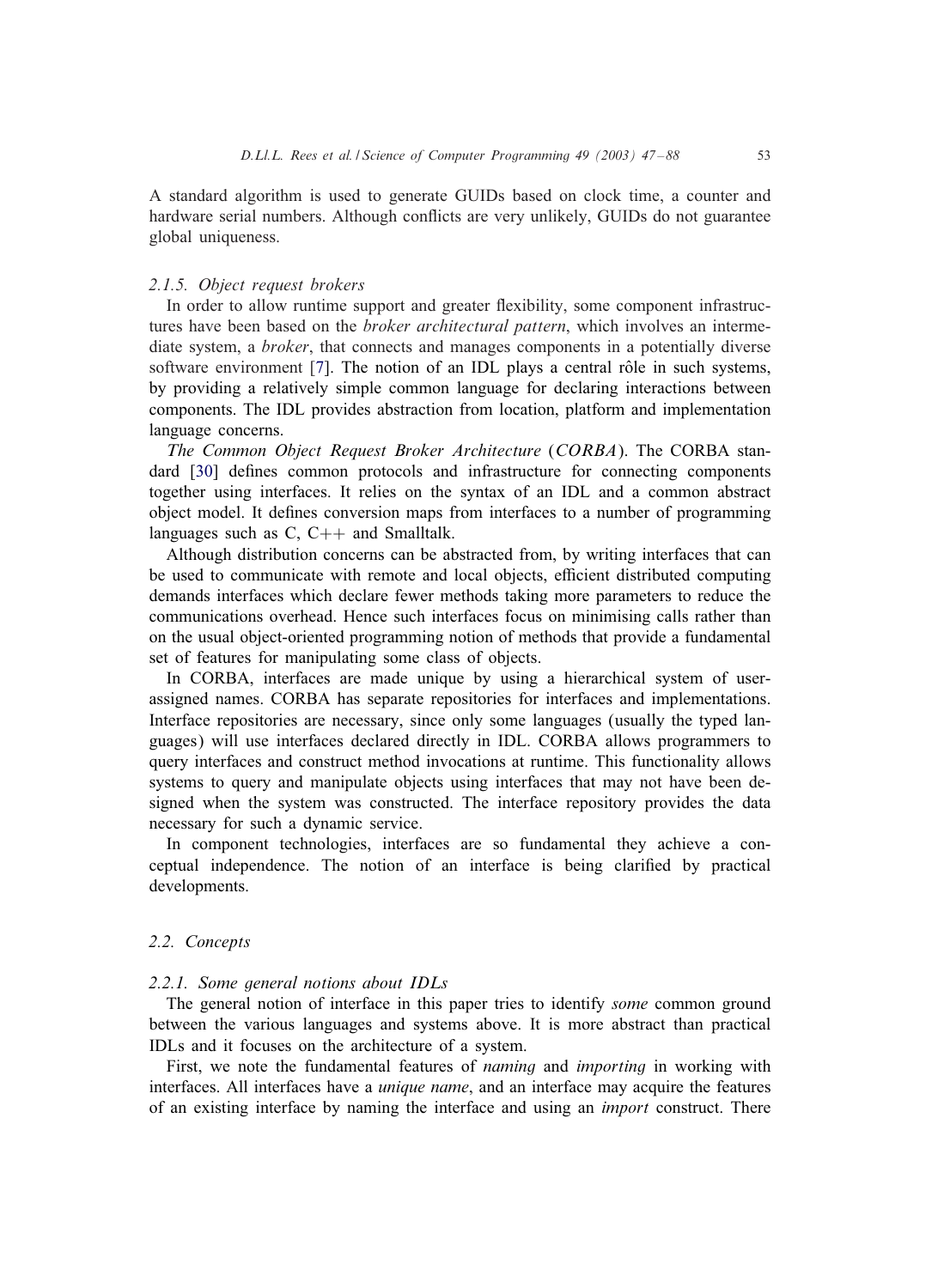A standard algorithm is used to generate GUIDs based on clock time, a counter and hardware serial numbers. Although conflicts are very unlikely, GUIDs do not guarantee global uniqueness.

#### 2.1.5. Object request brokers

In order to allow runtime support and greater flexibility, some component infrastructures have been based on the *broker architectural pattern*, which involves an intermediate system, a *broker*, that connects and manages components in a potentially diverse software environment [7]. The notion of an IDL plays a central rôle in such systems, by providing a relatively simple common language for declaring interactions between components. The IDL provides abstraction from location, platform and implementation language concerns.

*The Common Object Request Broker Architecture* (*CORBA*). The CORBA standard [30] defines common protocols and infrastructure for connecting components together using interfaces. It relies on the syntax of an IDL and a common abstract object model. It defines conversion maps from interfaces to a number of programming languages such as C, C++ and Smalltalk.

Although distribution concerns can be abstracted from, by writing interfaces that can be used to communicate with remote and local objects, efficient distributed computing demands interfaces which declare fewer methods taking more parameters to reduce the communications overhead. Hence such interfaces focus on minimising calls rather than on the usual object-oriented programming notion of methods that provide a fundamental set of features for manipulating some class of objects.

In CORBA, interfaces are made unique by using a hierarchical system of user-assigned names. CORBA has separate repositories for interfaces and implementations. Interface repositories are necessary, since only some languages (usually the typed languages) will use interfaces declared directly in IDL. CORBA allows programmers to query interfaces and construct method invocations at runtime. This functionality allows systems to query and manipulate objects using interfaces that may not have been designed when the system was constructed. The interface repository provides the data necessary for such a dynamic service.

In component technologies, interfaces are so fundamental they achieve a conceptual independence. The notion of an interface is being clarified by practical developments.

### 2.2. Concepts

#### 2.2.1. Some general notions about IDLs

The general notion of interface in this paper tries to identify *some* common ground between the various languages and systems above. It is more abstract than practical IDLs and it focuses on the architecture of a system.

First, we note the fundamental features of *naming* and *importing* in working with interfaces. All interfaces have a *unique name*, and an interface may acquire the features of an existing interface by naming the interface and using an *import* construct. There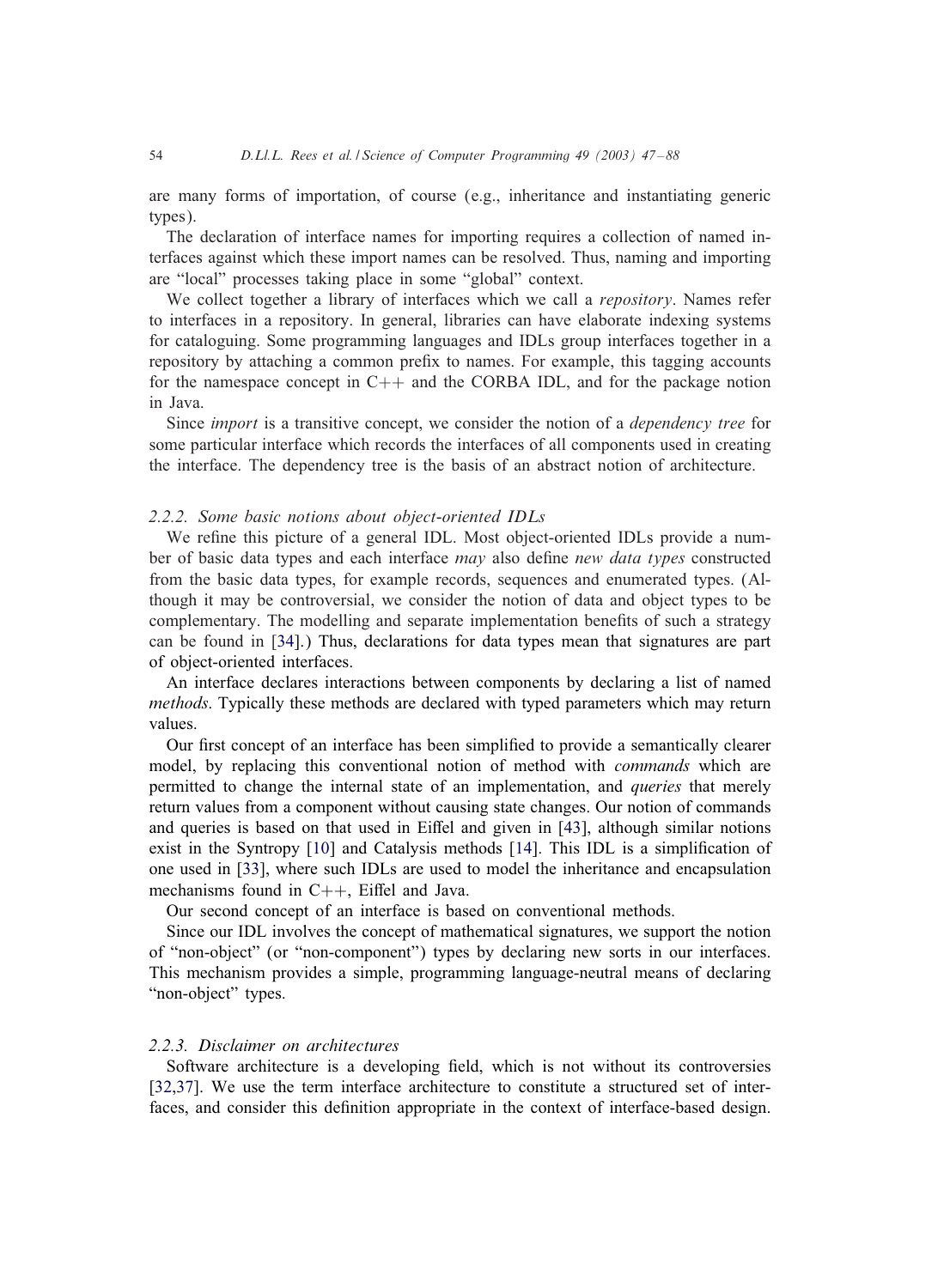are many forms of importation, of course (e.g., inheritance and instantiating generic types).

The declaration of interface names for importing requires a collection of named interfaces against which these import names can be resolved. Thus, naming and importing are "local" processes taking place in some "global" context.

We collect together a library of interfaces which we call a *repository*. Names refer to interfaces in a repository. In general, libraries can have elaborate indexing systems for cataloguing. Some programming languages and IDLs group interfaces together in a repository by attaching a common prefix to names. For example, this tagging accounts for the namespace concept in C++ and the CORBA IDL, and for the package notion in Java.

Since *import* is a transitive concept, we consider the notion of a *dependency tree* for some particular interface which records the interfaces of all components used in creating the interface. The dependency tree is the basis of an abstract notion of architecture.

### 2.2.2. Some basic notions about object-oriented IDLs

We refine this picture of a general IDL. Most object-oriented IDLs provide a number of basic data types and each interface *may* also define *new data types* constructed from the basic data types, for example records, sequences and enumerated types. (Although it may be controversial, we consider the notion of data and object types to be complementary. The modelling and separate implementation benefits of such a strategy can be found in [34].) Thus, declarations for data types mean that signatures are part of object-oriented interfaces.

An interface declares interactions between components by declaring a list of named *methods*. Typically these methods are declared with typed parameters which may return values.

Our first concept of an interface has been simplified to provide a semantically clearer model, by replacing this conventional notion of method with *commands* which are permitted to change the internal state of an implementation, and *queries* that merely return values from a component without causing state changes. Our notion of commands and queries is based on that used in Eiffel and given in [43], although similar notions exist in the Syntropy [10] and Catalysis methods [14]. This IDL is a simplification of one used in [33], where such IDLs are used to model the inheritance and encapsulation mechanisms found in C++, Eiffel and Java.

Our second concept of an interface is based on conventional methods.

Since our IDL involves the concept of mathematical signatures, we support the notion of "non-object" (or "non-component") types by declaring new sorts in our interfaces. This mechanism provides a simple, programming language-neutral means of declaring "non-object" types.

### 2.2.3. Disclaimer on architectures

Software architecture is a developing field, which is not without its controversies [32,37]. We use the term interface architecture to constitute a structured set of interfaces, and consider this definition appropriate in the context of interface-based design.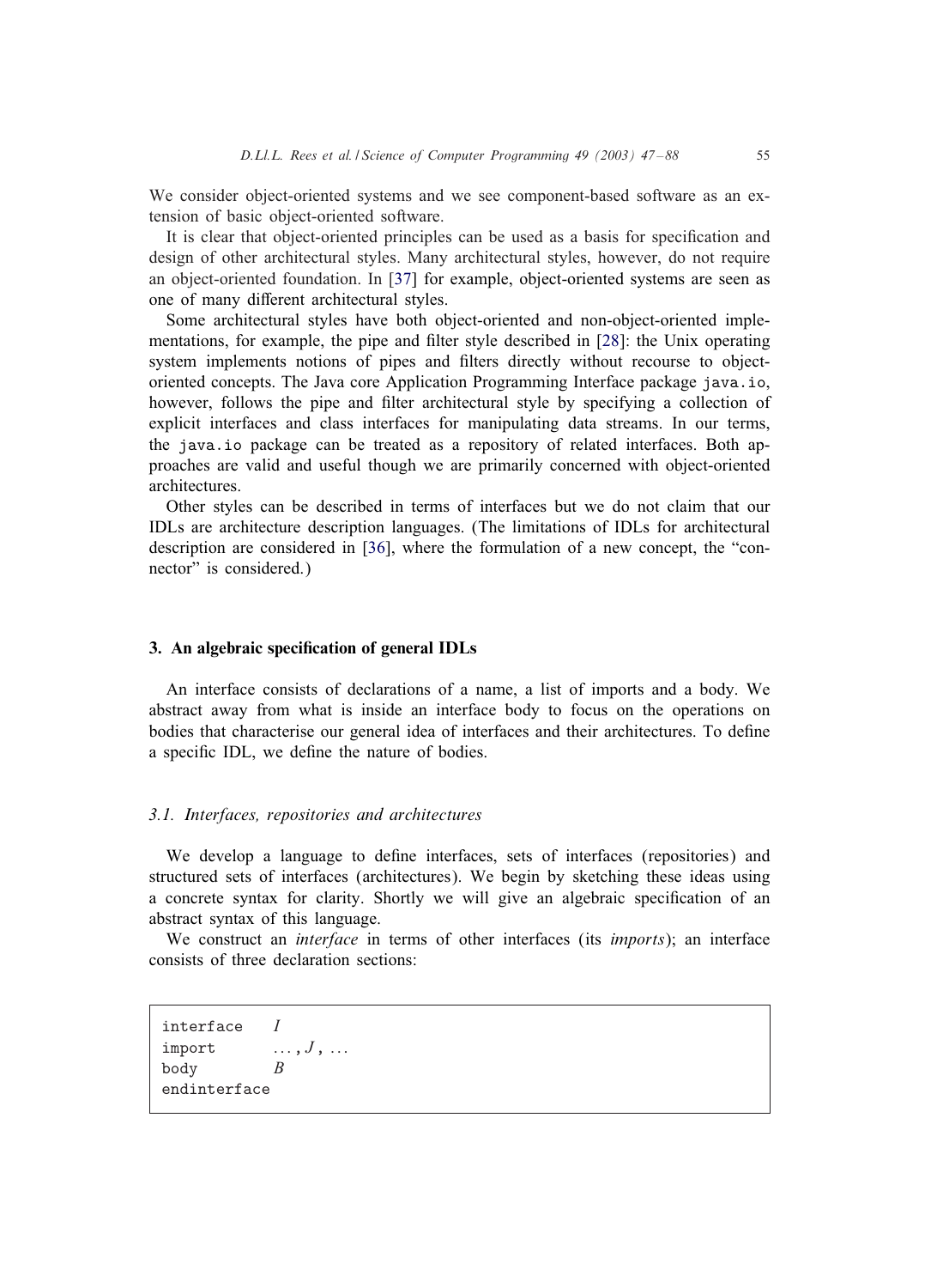We consider object-oriented systems and we see component-based software as an extension of basic object-oriented software.

It is clear that object-oriented principles can be used as a basis for specification and design of other architectural styles. Many architectural styles, however, do not require an object-oriented foundation. In [37] for example, object-oriented systems are seen as one of many different architectural styles.

Some architectural styles have both object-oriented and non-object-oriented implementations, for example, the pipe and filter style described in [28]: the Unix operating system implements notions of pipes and filters directly without recourse to object-oriented concepts. The Java core Application Programming Interface package `java.io`, however, follows the pipe and filter architectural style by specifying a collection of explicit interfaces and class interfaces for manipulating data streams. In our terms, the `java.io` package can be treated as a repository of related interfaces. Both approaches are valid and useful though we are primarily concerned with object-oriented architectures.

Other styles can be described in terms of interfaces but we do not claim that our IDLs are architecture description languages. (The limitations of IDLs for architectural description are considered in [36], where the formulation of a new concept, the "connector" is considered.)

## 3. An algebraic specification of general IDLs

An interface consists of declarations of a name, a list of imports and a body. We abstract away from what is inside an interface body to focus on the operations on bodies that characterise our general idea of interfaces and their architectures. To define a specific IDL, we define the nature of bodies.

### 3.1. Interfaces, repositories and architectures

We develop a language to define interfaces, sets of interfaces (repositories) and structured sets of interfaces (architectures). We begin by sketching these ideas using a concrete syntax for clarity. Shortly we will give an algebraic specification of an abstract syntax of this language.

We construct an *interface* in terms of other interfaces (its *imports*); an interface consists of three declaration sections:

```
interface    I
import       ..., J, ...
body         B
endinterface
```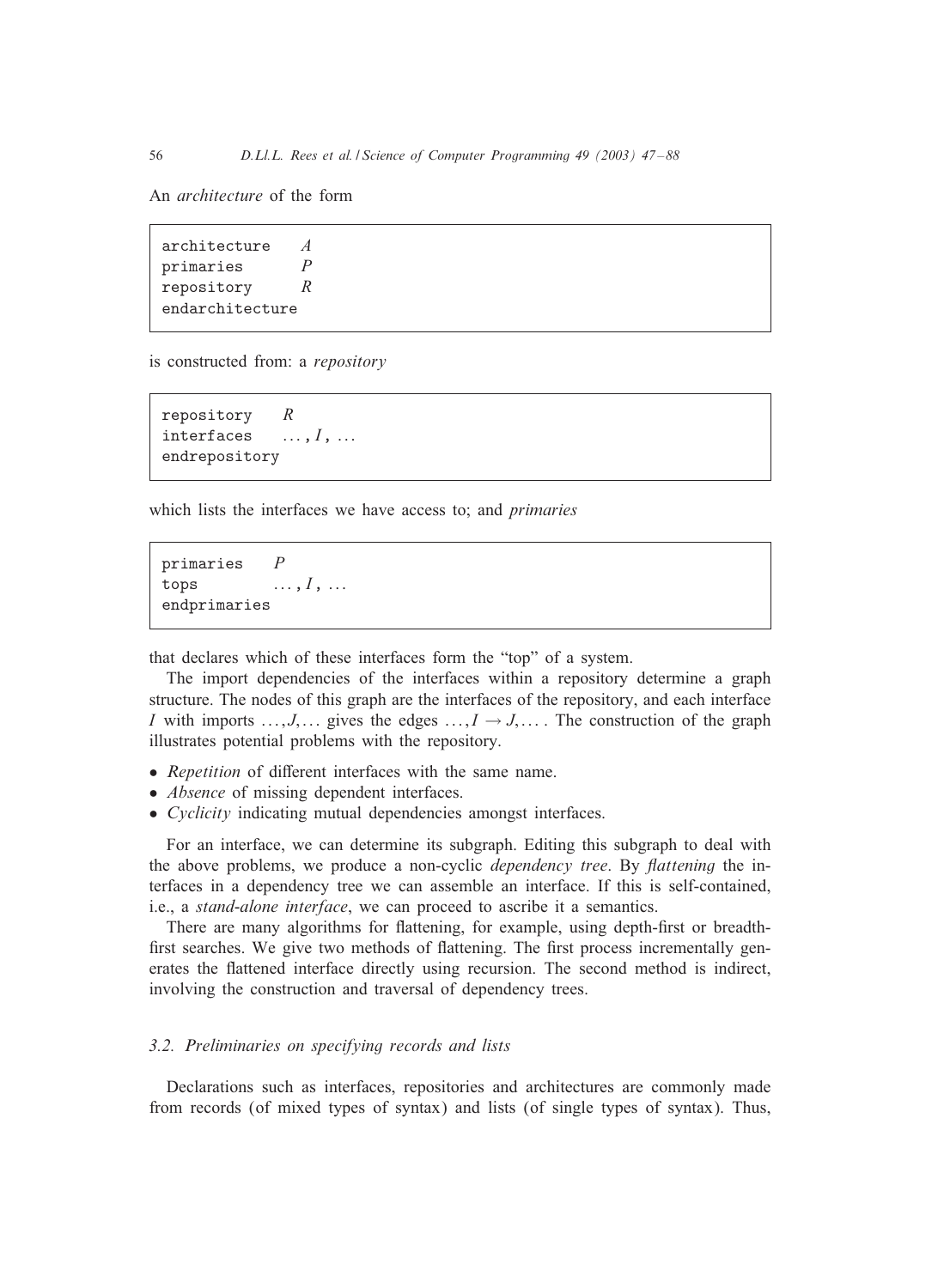An *architecture* of the form

```
architecture    A
primaries       P
repository      R
endarchitecture
```

is constructed from: a *repository*

```
repository    R
interfaces    ..., I, ...
endrepository
```

which lists the interfaces we have access to; and *primaries*

```
primaries    P
tops         ..., I, ...
endprimaries
```

that declares which of these interfaces form the "top" of a system.

The import dependencies of the interfaces within a repository determine a graph structure. The nodes of this graph are the interfaces of the repository, and each interface $I$ with imports $\ldots, J, \ldots$ gives the edges $\ldots, I \rightarrow J, \ldots$. The construction of the graph illustrates potential problems with the repository.

- *Repetition* of different interfaces with the same name.
- *Absence* of missing dependent interfaces.
- *Cyclicity* indicating mutual dependencies amongst interfaces.

For an interface, we can determine its subgraph. Editing this subgraph to deal with the above problems, we produce a non-cyclic *dependency tree*. By *flattening* the interfaces in a dependency tree we can assemble an interface. If this is self-contained, i.e., a *stand-alone interface*, we can proceed to ascribe it a semantics.

There are many algorithms for flattening, for example, using depth-first or breadth-first searches. We give two methods of flattening. The first process incrementally generates the flattened interface directly using recursion. The second method is indirect, involving the construction and traversal of dependency trees.

### 3.2. Preliminaries on specifying records and lists

Declarations such as interfaces, repositories and architectures are commonly made from records (of mixed types of syntax) and lists (of single types of syntax). Thus,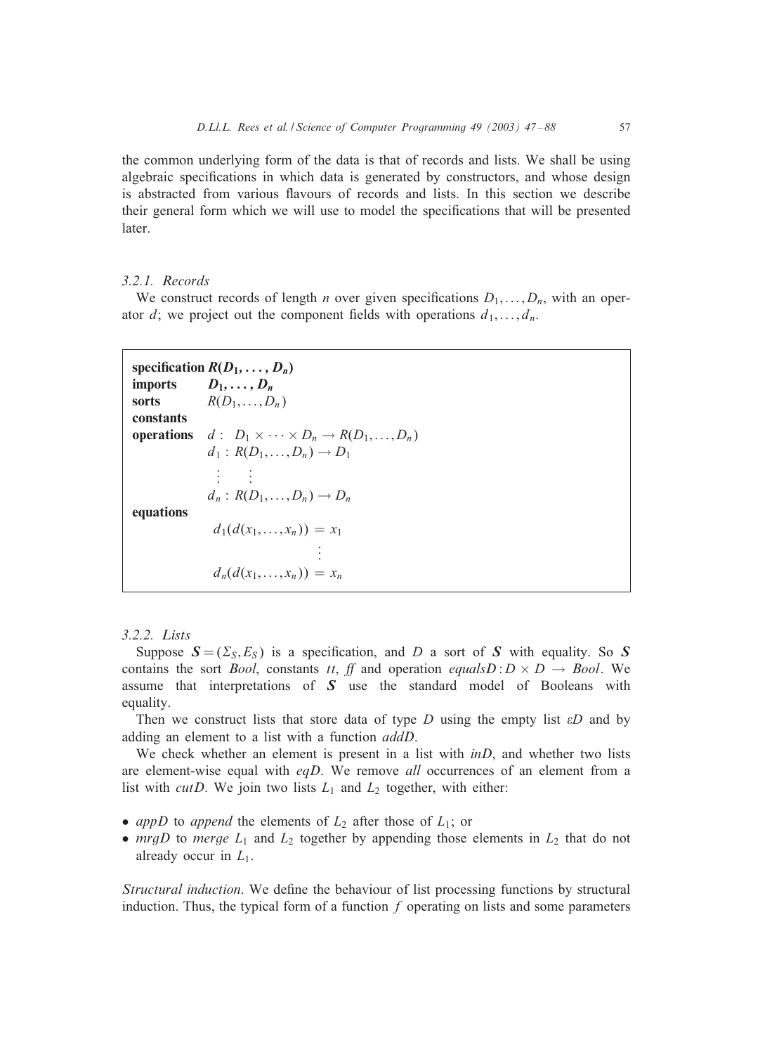the common underlying form of the data is that of records and lists. We shall be using algebraic specifications in which data is generated by constructors, and whose design is abstracted from various flavours of records and lists. In this section we describe their general form which we will use to model the specifications that will be presented later.

### 3.2.1. Records

We construct records of length $n$ over given specifications $D_1, \ldots, D_n$, with an operator $d$; we project out the component fields with operations $d_1, \ldots, d_n$.

**specification** $R(D_1, \ldots, D_n)$
**imports** $D_1, \ldots, D_n$
**sorts** $R(D_1, \ldots, D_n)$
**constants**
**operations** $d: \ D_1 \times \cdots \times D_n \to R(D_1, \ldots, D_n)$
$d_1 : R(D_1, \ldots, D_n) \to D_1$
$\vdots \quad \vdots$
$d_n : R(D_1, \ldots, D_n) \to D_n$
**equations**

$$d_1(d(x_1, \ldots, x_n)) = x_1$$
$$\vdots$$
$$d_n(d(x_1, \ldots, x_n)) = x_n$$

### 3.2.2. Lists

Suppose $\boldsymbol{S} = (\Sigma_S, E_S)$ is a specification, and $D$ a sort of $\boldsymbol{S}$ with equality. So $\boldsymbol{S}$ contains the sort *Bool*, constants *tt*, *ff* and operation $equalsD : D \times D \to Bool$. We assume that interpretations of $\boldsymbol{S}$ use the standard model of Booleans with equality.

Then we construct lists that store data of type $D$ using the empty list $\varepsilon D$ and by adding an element to a list with a function *addD*.

We check whether an element is present in a list with *inD*, and whether two lists are element-wise equal with *eqD*. We remove *all* occurrences of an element from a list with *cutD*. We join two lists $L_1$ and $L_2$ together, with either:

- *appD* to *append* the elements of $L_2$ after those of $L_1$; or
- *mrgD* to *merge* $L_1$ and $L_2$ together by appending those elements in $L_2$ that do not already occur in $L_1$.

*Structural induction.* We define the behaviour of list processing functions by structural induction. Thus, the typical form of a function $f$ operating on lists and some parameters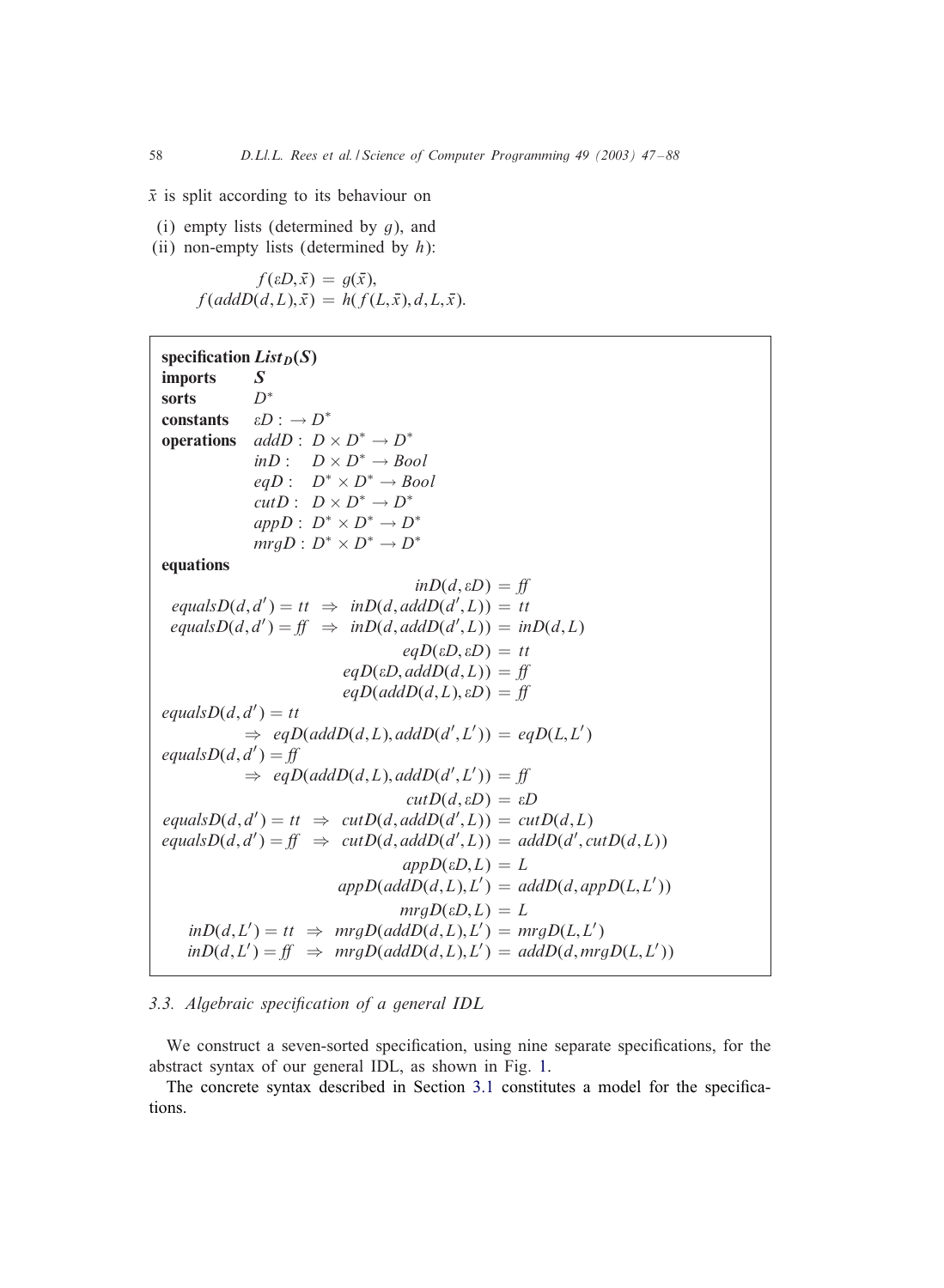$\bar{x}$ is split according to its behaviour on

(i) empty lists (determined by $g$), and
(ii) non-empty lists (determined by $h$):

$$f(\varepsilon D, \bar{x}) = g(\bar{x}),$$
$$f(addD(d, L), \bar{x}) = h(f(L, \bar{x}), d, L, \bar{x}).$$

**specification** $\boldsymbol{List_D(S)}$
**imports** $\boldsymbol{S}$
**sorts** $D^*$
**constants** $\varepsilon D : \to D^*$
**operations**
$addD : D \times D^* \to D^*$
$inD : D \times D^* \to Bool$
$eqD : D^* \times D^* \to Bool$
$cutD : D \times D^* \to D^*$
$appD : D^* \times D^* \to D^*$
$mrgD : D^* \times D^* \to D^*$

**equations**

$$inD(d, \varepsilon D) = ff$$
$$equalsD(d, d') = tt \;\Rightarrow\; inD(d, addD(d', L)) = tt$$
$$equalsD(d, d') = ff \;\Rightarrow\; inD(d, addD(d', L)) = inD(d, L)$$
$$eqD(\varepsilon D, \varepsilon D) = tt$$
$$eqD(\varepsilon D, addD(d, L)) = ff$$
$$eqD(addD(d, L), \varepsilon D) = ff$$
$$equalsD(d, d') = tt \;\Rightarrow\; eqD(addD(d, L), addD(d', L')) = eqD(L, L')$$
$$equalsD(d, d') = ff \;\Rightarrow\; eqD(addD(d, L), addD(d', L')) = ff$$
$$cutD(d, \varepsilon D) = \varepsilon D$$
$$equalsD(d, d') = tt \;\Rightarrow\; cutD(d, addD(d', L)) = cutD(d, L)$$
$$equalsD(d, d') = ff \;\Rightarrow\; cutD(d, addD(d', L)) = addD(d', cutD(d, L))$$
$$appD(\varepsilon D, L) = L$$
$$appD(addD(d, L), L') = addD(d, appD(L, L'))$$
$$mrgD(\varepsilon D, L) = L$$
$$inD(d, L') = tt \;\Rightarrow\; mrgD(addD(d, L), L') = mrgD(L, L')$$
$$inD(d, L') = ff \;\Rightarrow\; mrgD(addD(d, L), L') = addD(d, mrgD(L, L'))$$

### 3.3. Algebraic specification of a general IDL

We construct a seven-sorted specification, using nine separate specifications, for the abstract syntax of our general IDL, as shown in Fig. 1.

The concrete syntax described in Section 3.1 constitutes a model for the specifications.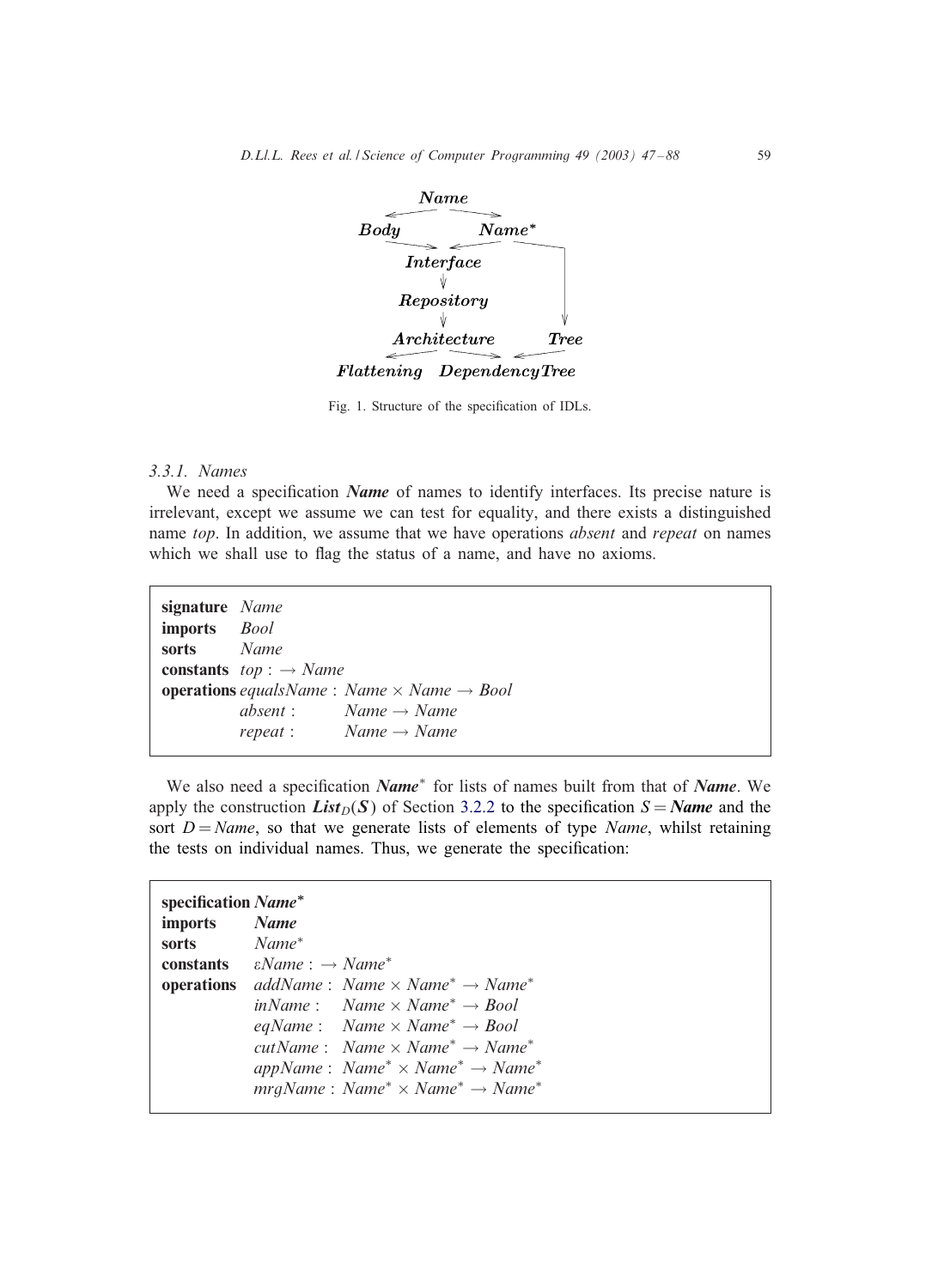Fig. 1. Structure of the specification of IDLs.

### 3.3.1. Names

We need a specification ***Name*** of names to identify interfaces. Its precise nature is irrelevant, except we assume we can test for equality, and there exists a distinguished name *top*. In addition, we assume that we have operations *absent* and *repeat* on names which we shall use to flag the status of a name, and have no axioms.

|  |  |
|---|---|
| **signature** | *Name* |
| **imports** | *Bool* |
| **sorts** | *Name* |
| **constants** | $top : \to Name$ |
| **operations** | $equalsName : Name \times Name \to Bool$ |
|  | $absent : Name \to Name$ |
|  | $repeat : Name \to Name$ |

We also need a specification ***Name****\* for lists of names built from that of ***Name***. We apply the construction $\boldsymbol{List}_D(\boldsymbol{S})$ of Section 3.2.2 to the specification $S = \boldsymbol{Name}$ and the sort $D = Name$, so that we generate lists of elements of type *Name*, whilst retaining the tests on individual names. Thus, we generate the specification:

|  |  |
|---|---|
| **specification** | ***Name\**** |
| **imports** | ***Name*** |
| **sorts** | $Name^*$ |
| **constants** | $\varepsilon Name : \to Name^*$ |
| **operations** | $addName : Name \times Name^* \to Name^*$ |
|  | $inName : Name \times Name^* \to Bool$ |
|  | $eqName : Name \times Name^* \to Bool$ |
|  | $cutName : Name \times Name^* \to Name^*$ |
|  | $appName : Name^* \times Name^* \to Name^*$ |
|  | $mrgName : Name^* \times Name^* \to Name^*$ |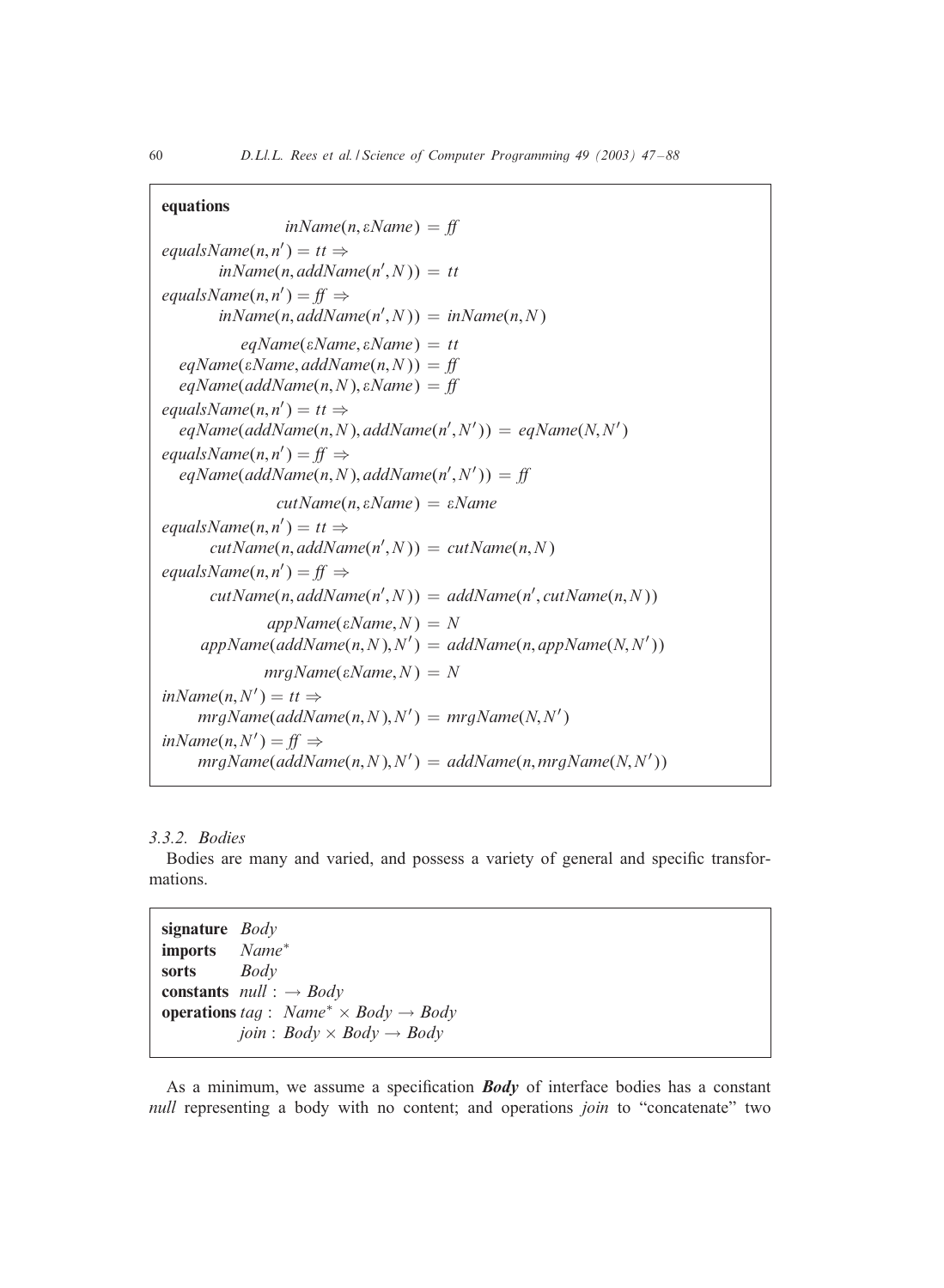**equations**

$$inName(n, \varepsilon Name) = ff$$

$$equalsName(n, n') = tt \Rightarrow$$
$$inName(n, addName(n', N)) = tt$$

$$equalsName(n, n') = ff \Rightarrow$$
$$inName(n, addName(n', N)) = inName(n, N)$$

$$eqName(\varepsilon Name, \varepsilon Name) = tt$$
$$eqName(\varepsilon Name, addName(n, N)) = ff$$
$$eqName(addName(n, N), \varepsilon Name) = ff$$

$$equalsName(n, n') = tt \Rightarrow$$
$$eqName(addName(n, N), addName(n', N')) = eqName(N, N')$$

$$equalsName(n, n') = ff \Rightarrow$$
$$eqName(addName(n, N), addName(n', N')) = ff$$

$$cutName(n, \varepsilon Name) = \varepsilon Name$$

$$equalsName(n, n') = tt \Rightarrow$$
$$cutName(n, addName(n', N)) = cutName(n, N)$$

$$equalsName(n, n') = ff \Rightarrow$$
$$cutName(n, addName(n', N)) = addName(n', cutName(n, N))$$

$$appName(\varepsilon Name, N) = N$$
$$appName(addName(n, N), N') = addName(n, appName(N, N'))$$

$$mrgName(\varepsilon Name, N) = N$$

$$inName(n, N') = tt \Rightarrow$$
$$mrgName(addName(n, N), N') = mrgName(N, N')$$

$$inName(n, N') = ff \Rightarrow$$
$$mrgName(addName(n, N), N') = addName(n, mrgName(N, N'))$$

### 3.3.2. Bodies

Bodies are many and varied, and possess a variety of general and specific transformations.

**signature** *Body*
**imports** $Name^*$
**sorts** *Body*
**constants** $null : \rightarrow Body$
**operations** $tag : Name^* \times Body \rightarrow Body$
$join : Body \times Body \rightarrow Body$

As a minimum, we assume a specification ***Body*** of interface bodies has a constant *null* representing a body with no content; and operations *join* to "concatenate" two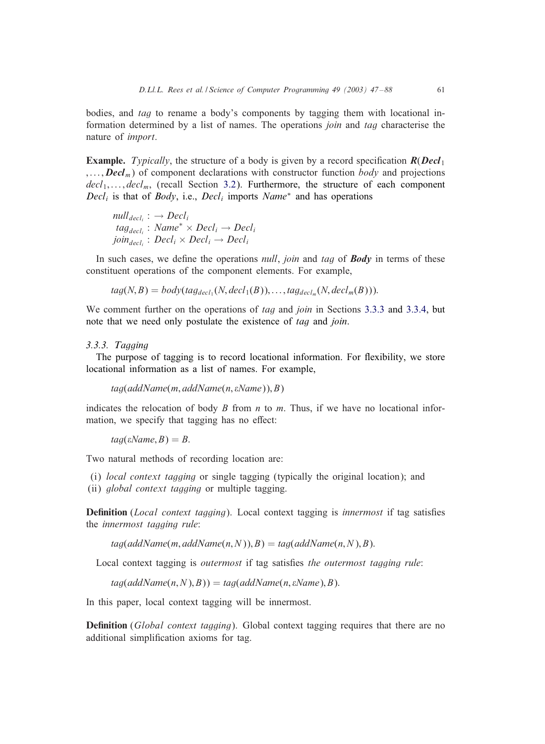bodies, and *tag* to rename a body's components by tagging them with locational information determined by a list of names. The operations *join* and *tag* characterise the nature of *import*.

**Example.** *Typically*, the structure of a body is given by a record specification $\boldsymbol{R}(\boldsymbol{Decl}_1, \ldots, \boldsymbol{Decl}_m)$ of component declarations with constructor function *body* and projections $decl_1, \ldots, decl_m$, (recall Section 3.2). Furthermore, the structure of each component $Decl_i$ is that of *Body*, i.e., $Decl_i$ imports $Name^*$ and has operations

$$\begin{aligned} null_{decl_i} &: \to Decl_i \\ tag_{decl_i} &: Name^* \times Decl_i \to Decl_i \\ join_{decl_i} &: Decl_i \times Decl_i \to Decl_i \end{aligned}$$

In such cases, we define the operations *null*, *join* and *tag* of ***Body*** in terms of these constituent operations of the component elements. For example,

$$tag(N, B) = body(tag_{decl_1}(N, decl_1(B)), \ldots, tag_{decl_m}(N, decl_m(B))).$$

We comment further on the operations of *tag* and *join* in Sections 3.3.3 and 3.3.4, but note that we need only postulate the existence of *tag* and *join*.

### 3.3.3. Tagging

The purpose of tagging is to record locational information. For flexibility, we store locational information as a list of names. For example,

$$tag(addName(m, addName(n, \varepsilon Name)), B)$$

indicates the relocation of body $B$ from $n$ to $m$. Thus, if we have no locational information, we specify that tagging has no effect:

$$tag(\varepsilon Name, B) = B.$$

Two natural methods of recording location are:

(i) *local context tagging* or single tagging (typically the original location); and
(ii) *global context tagging* or multiple tagging.

**Definition** (*Local context tagging*). Local context tagging is *innermost* if tag satisfies the *innermost tagging rule*:

$$tag(addName(m, addName(n, N)), B) = tag(addName(n, N), B).$$

Local context tagging is *outermost* if tag satisfies *the outermost tagging rule*:

$$tag(addName(n, N), B)) = tag(addName(n, \varepsilon Name), B).$$

In this paper, local context tagging will be innermost.

**Definition** (*Global context tagging*). Global context tagging requires that there are no additional simplification axioms for tag.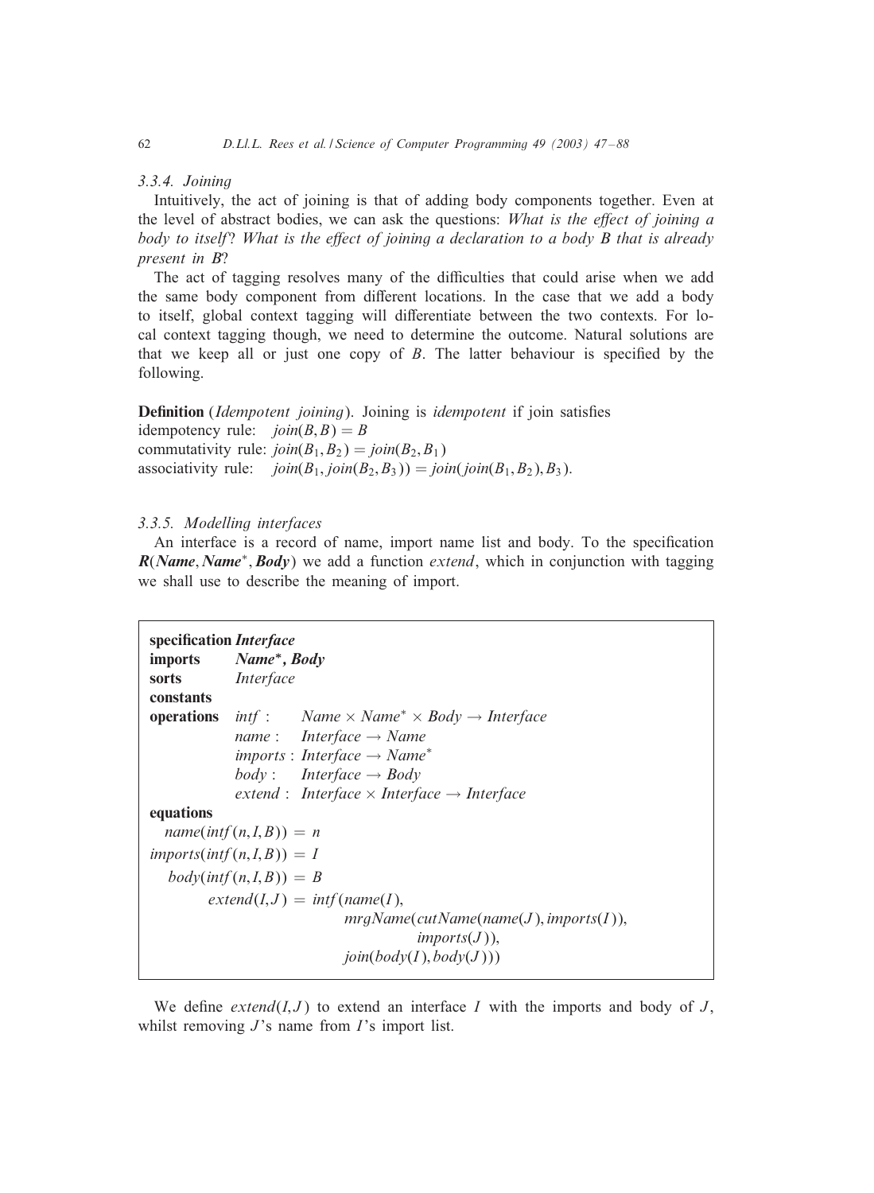### 3.3.4. Joining

Intuitively, the act of joining is that of adding body components together. Even at the level of abstract bodies, we can ask the questions: *What is the effect of joining a body to itself? What is the effect of joining a declaration to a body B that is already present in B?*

The act of tagging resolves many of the difficulties that could arise when we add the same body component from different locations. In the case that we add a body to itself, global context tagging will differentiate between the two contexts. For local context tagging though, we need to determine the outcome. Natural solutions are that we keep all or just one copy of $B$. The latter behaviour is specified by the following.

**Definition** (*Idempotent joining*). Joining is *idempotent* if join satisfies
idempotency rule: $join(B, B) = B$
commutativity rule: $join(B_1, B_2) = join(B_2, B_1)$
associativity rule: $join(B_1, join(B_2, B_3)) = join(join(B_1, B_2), B_3)$.

### 3.3.5. Modelling interfaces

An interface is a record of name, import name list and body. To the specification $\boldsymbol{R}(\boldsymbol{Name}, \boldsymbol{Name}^*, \boldsymbol{Body})$ we add a function *extend*, which in conjunction with tagging we shall use to describe the meaning of import.

```
specification Interface
imports     Name*, Body
sorts       Interface
constants
operations  intf :    Name × Name* × Body → Interface
            name :    Interface → Name
            imports : Interface → Name*
            body :    Interface → Body
            extend :  Interface × Interface → Interface
equations
   name(intf(n,I,B)) = n
imports(intf(n,I,B)) = I
   body(intf(n,I,B)) = B
         extend(I,J) = intf(name(I),
                            mrgName(cutName(name(J), imports(I)),
                                    imports(J)),
                            join(body(I), body(J)))
```

We define $extend(I, J)$ to extend an interface $I$ with the imports and body of $J$, whilst removing $J$'s name from $I$'s import list.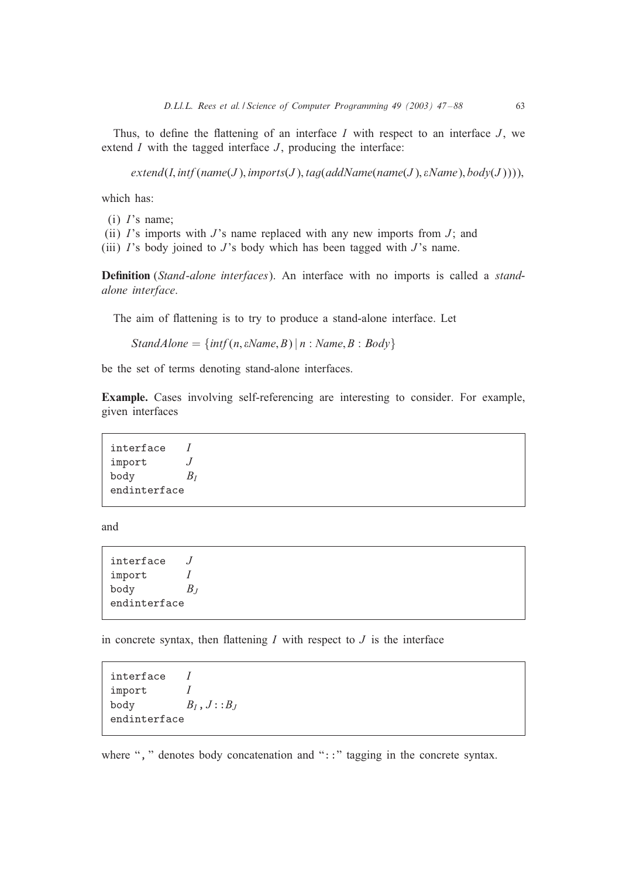Thus, to define the flattening of an interface $I$ with respect to an interface $J$, we extend $I$ with the tagged interface $J$, producing the interface:

$$extend(I, intf(name(J), imports(J), tag(addName(name(J), \varepsilon Name), body(J)))),$$

which has:

(i) $I$'s name;
(ii) $I$'s imports with $J$'s name replaced with any new imports from $J$; and
(iii) $I$'s body joined to $J$'s body which has been tagged with $J$'s name.

**Definition** (*Stand-alone interfaces*). An interface with no imports is called a *stand-alone interface*.

The aim of flattening is to try to produce a stand-alone interface. Let

$$StandAlone = \{intf(n, \varepsilon Name, B) \mid n : Name, B : Body\}$$

be the set of terms denoting stand-alone interfaces.

**Example.** Cases involving self-referencing are interesting to consider. For example, given interfaces

```
interface    I
import       J
body         B_I
endinterface
```

and

```
interface    J
import       I
body         B_J
endinterface
```

in concrete syntax, then flattening $I$ with respect to $J$ is the interface

```
interface    I
import       I
body         B_I , J::B_J
endinterface
```

where "," denotes body concatenation and "::" tagging in the concrete syntax.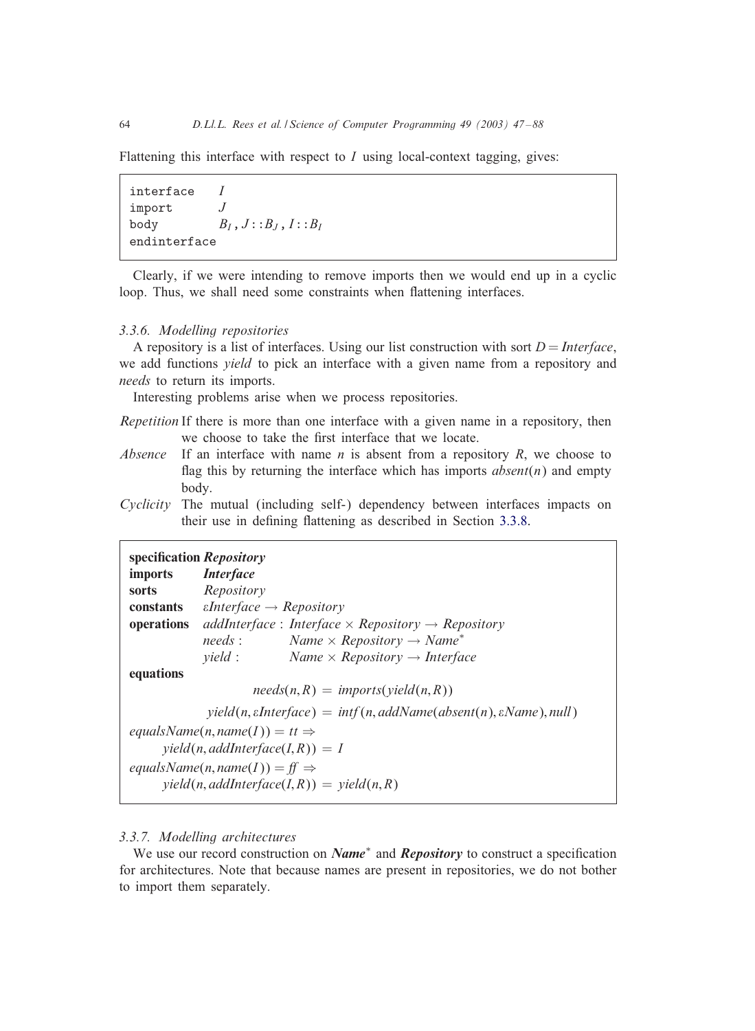Flattening this interface with respect to $I$ using local-context tagging, gives:

```
interface    I
import       J
body         B_I , J::B_J , I::B_I
endinterface
```

Clearly, if we were intending to remove imports then we would end up in a cyclic loop. Thus, we shall need some constraints when flattening interfaces.

### 3.3.6. Modelling repositories

A repository is a list of interfaces. Using our list construction with sort $D = Interface$, we add functions *yield* to pick an interface with a given name from a repository and *needs* to return its imports.

Interesting problems arise when we process repositories.

- *Repetition* If there is more than one interface with a given name in a repository, then we choose to take the first interface that we locate.
- *Absence* If an interface with name $n$ is absent from a repository $R$, we choose to flag this by returning the interface which has imports $absent(n)$ and empty body.
- *Cyclicity* The mutual (including self-) dependency between interfaces impacts on their use in defining flattening as described in Section 3.3.8.

**specification** ***Repository***
**imports** ***Interface***
**sorts** *Repository*
**constants** $\varepsilon Interface \rightarrow Repository$
**operations** $addInterface : Interface \times Repository \rightarrow Repository$
$needs : Name \times Repository \rightarrow Name^*$
$yield : Name \times Repository \rightarrow Interface$
**equations**

$$needs(n, R) = imports(yield(n, R))$$

$$yield(n, \varepsilon Interface) = intf(n, addName(absent(n), \varepsilon Name), null)$$

$$equalsName(n, name(I)) = tt \Rightarrow yield(n, addInterface(I, R)) = I$$

$$equalsName(n, name(I)) = ff \Rightarrow yield(n, addInterface(I, R)) = yield(n, R)$$

### 3.3.7. Modelling architectures

We use our record construction on $\boldsymbol{Name}^*$ and ***Repository*** to construct a specification for architectures. Note that because names are present in repositories, we do not bother to import them separately.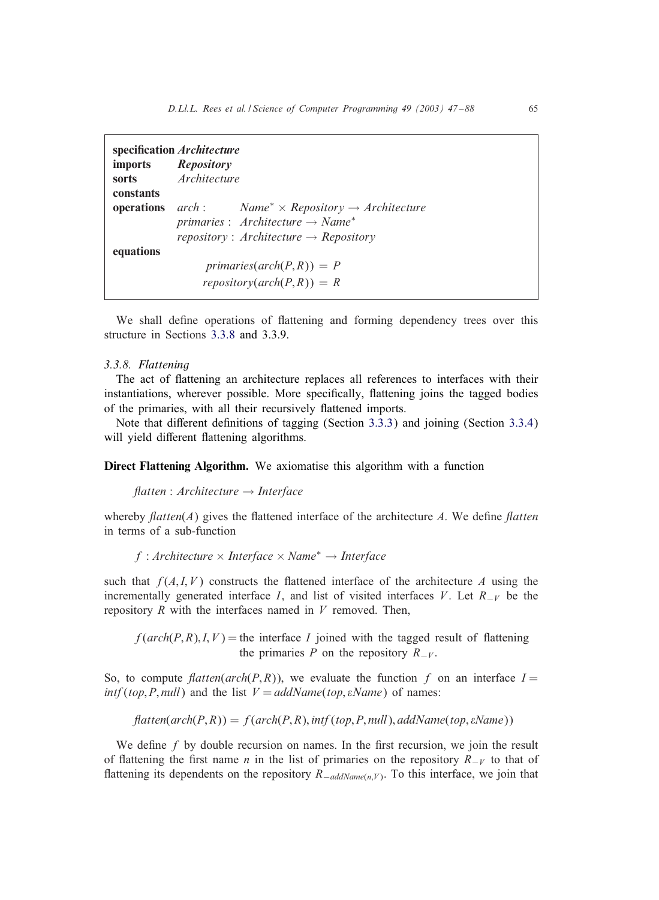```
specification Architecture
imports     Repository
sorts       Architecture
constants
operations  arch :        Name* × Repository → Architecture
            primaries :   Architecture → Name*
            repository :  Architecture → Repository
equations
                primaries(arch(P,R)) = P
               repository(arch(P,R)) = R
```

We shall define operations of flattening and forming dependency trees over this structure in Sections 3.3.8 and 3.3.9.

### 3.3.8. Flattening

The act of flattening an architecture replaces all references to interfaces with their instantiations, wherever possible. More specifically, flattening joins the tagged bodies of the primaries, with all their recursively flattened imports.

Note that different definitions of tagging (Section 3.3.3) and joining (Section 3.3.4) will yield different flattening algorithms.

**Direct Flattening Algorithm.** We axiomatise this algorithm with a function

$$\mathit{flatten} : \mathit{Architecture} \to \mathit{Interface}$$

whereby $\mathit{flatten}(A)$ gives the flattened interface of the architecture $A$. We define *flatten* in terms of a sub-function

$$f : \mathit{Architecture} \times \mathit{Interface} \times \mathit{Name}^* \to \mathit{Interface}$$

such that $f(A, I, V)$ constructs the flattened interface of the architecture $A$ using the incrementally generated interface $I$, and list of visited interfaces $V$. Let $R_{-V}$ be the repository $R$ with the interfaces named in $V$ removed. Then,

$f(\mathit{arch}(P,R), I, V) =$ the interface $I$ joined with the tagged result of flattening the primaries $P$ on the repository $R_{-V}$.

So, to compute $\mathit{flatten}(\mathit{arch}(P,R))$, we evaluate the function $f$ on an interface $I = \mathit{intf}(\mathit{top}, P, \mathit{null})$ and the list $V = \mathit{addName}(\mathit{top}, \varepsilon\mathit{Name})$ of names:

$$\mathit{flatten}(\mathit{arch}(P,R)) = f(\mathit{arch}(P,R), \mathit{intf}(\mathit{top}, P, \mathit{null}), \mathit{addName}(\mathit{top}, \varepsilon\mathit{Name}))$$

We define $f$ by double recursion on names. In the first recursion, we join the result of flattening the first name $n$ in the list of primaries on the repository $R_{-V}$ to that of flattening its dependents on the repository $R_{-\mathit{addName}(n,V)}$. To this interface, we join that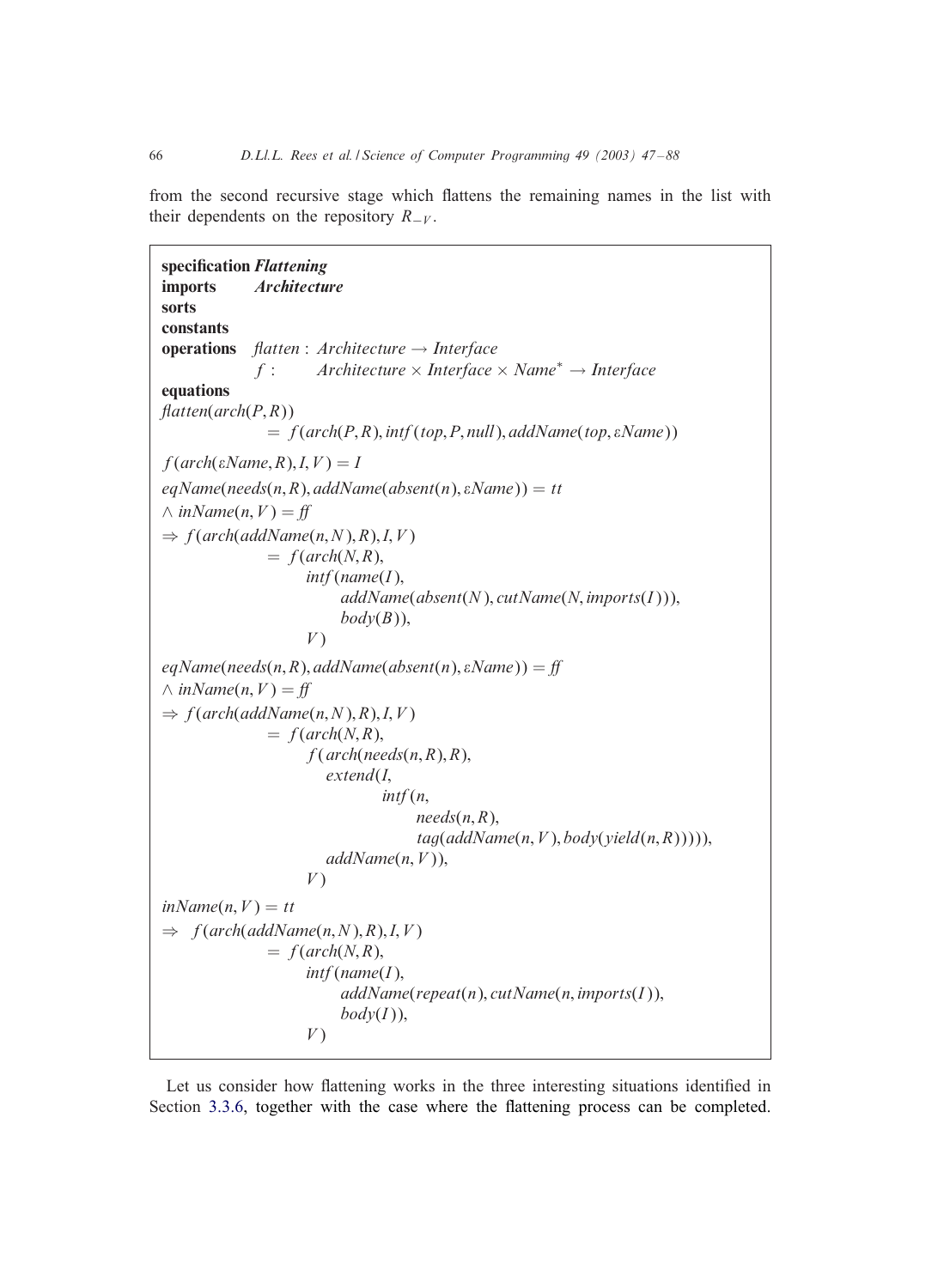from the second recursive stage which flattens the remaining names in the list with their dependents on the repository $R_{-V}$.

```
specification Flattening
imports       Architecture
sorts
constants
operations  flatten : Architecture → Interface
            f :       Architecture × Interface × Name* → Interface
equations
flatten(arch(P,R))
              = f(arch(P,R), intf(top,P,null), addName(top,εName))

f(arch(εName,R),I,V) = I

eqName(needs(n,R), addName(absent(n),εName)) = tt
∧ inName(n,V) = ff
⇒ f(arch(addName(n,N),R),I,V)
              = f(arch(N,R),
                   intf(name(I),
                        addName(absent(N), cutName(N, imports(I))),
                        body(B)),
                   V)

eqName(needs(n,R), addName(absent(n),εName)) = ff
∧ inName(n,V) = ff
⇒ f(arch(addName(n,N),R),I,V)
              = f(arch(N,R),
                   f(arch(needs(n,R),R),
                     extend(I,
                            intf(n,
                                 needs(n,R),
                                 tag(addName(n,V), body(yield(n,R)))))),
                     addName(n,V)),
                   V)

inName(n,V) = tt
⇒  f(arch(addName(n,N),R),I,V)
              = f(arch(N,R),
                   intf(name(I),
                        addName(repeat(n), cutName(n, imports(I)),
                        body(I)),
                   V)
```

Let us consider how flattening works in the three interesting situations identified in Section 3.3.6, together with the case where the flattening process can be completed.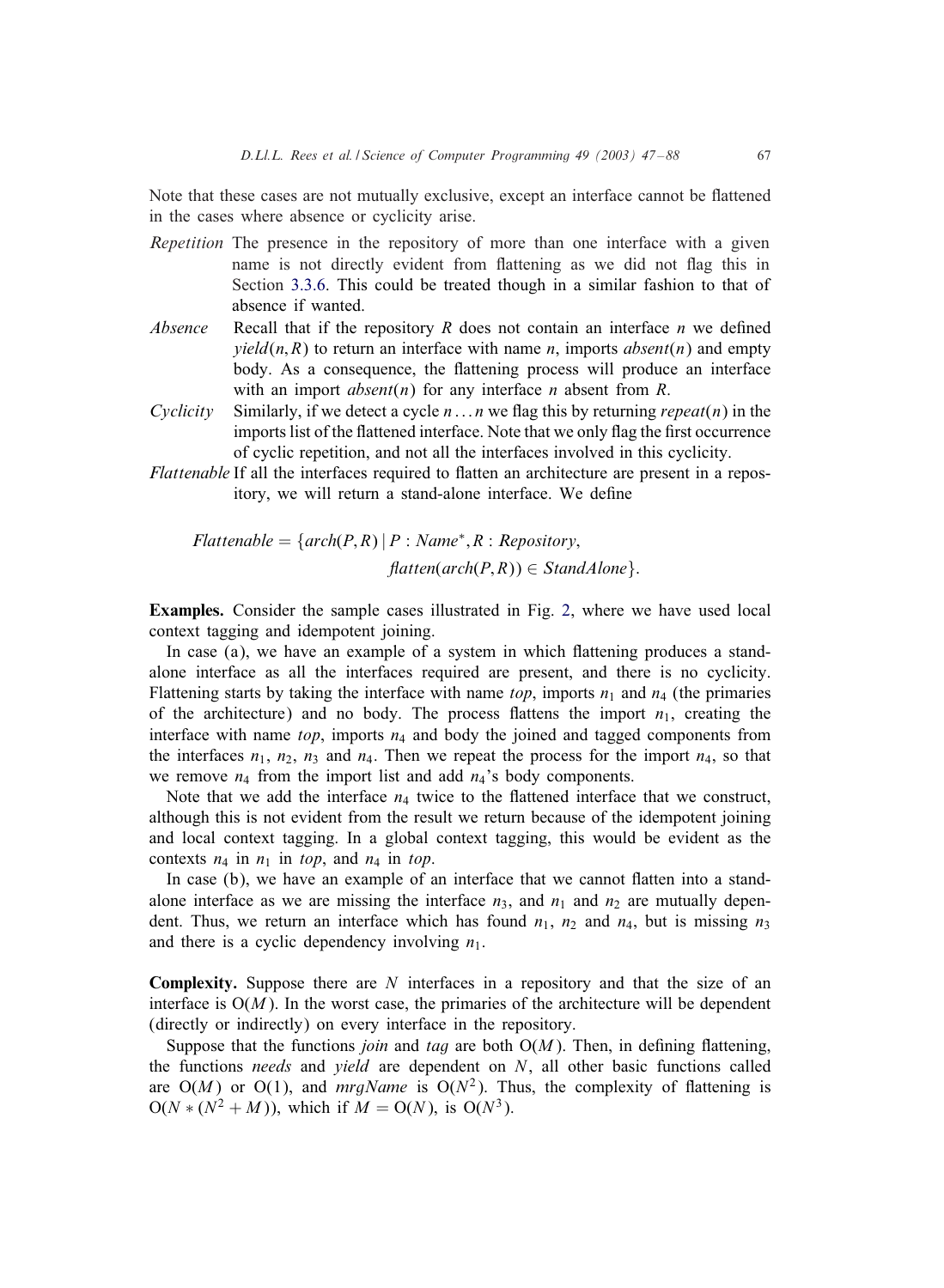Note that these cases are not mutually exclusive, except an interface cannot be flattened in the cases where absence or cyclicity arise.

*Repetition* The presence in the repository of more than one interface with a given name is not directly evident from flattening as we did not flag this in Section 3.3.6. This could be treated though in a similar fashion to that of absence if wanted.

*Absence* Recall that if the repository $R$ does not contain an interface $n$ we defined $yield(n, R)$ to return an interface with name $n$, imports $absent(n)$ and empty body. As a consequence, the flattening process will produce an interface with an import $absent(n)$ for any interface $n$ absent from $R$.

*Cyclicity* Similarly, if we detect a cycle $n \ldots n$ we flag this by returning $repeat(n)$ in the imports list of the flattened interface. Note that we only flag the first occurrence of cyclic repetition, and not all the interfaces involved in this cyclicity.

*Flattenable* If all the interfaces required to flatten an architecture are present in a repository, we will return a stand-alone interface. We define

$$Flattenable = \{arch(P, R) \mid P : Name^*, R : Repository,$$
$$flatten(arch(P, R)) \in StandAlone\}.$$

**Examples.** Consider the sample cases illustrated in Fig. 2, where we have used local context tagging and idempotent joining.

In case (a), we have an example of a system in which flattening produces a stand-alone interface as all the interfaces required are present, and there is no cyclicity. Flattening starts by taking the interface with name *top*, imports $n_1$ and $n_4$ (the primaries of the architecture) and no body. The process flattens the import $n_1$, creating the interface with name *top*, imports $n_4$ and body the joined and tagged components from the interfaces $n_1$, $n_2$, $n_3$ and $n_4$. Then we repeat the process for the import $n_4$, so that we remove $n_4$ from the import list and add $n_4$'s body components.

Note that we add the interface $n_4$ twice to the flattened interface that we construct, although this is not evident from the result we return because of the idempotent joining and local context tagging. In a global context tagging, this would be evident as the contexts $n_4$ in $n_1$ in *top*, and $n_4$ in *top*.

In case (b), we have an example of an interface that we cannot flatten into a stand-alone interface as we are missing the interface $n_3$, and $n_1$ and $n_2$ are mutually dependent. Thus, we return an interface which has found $n_1$, $n_2$ and $n_4$, but is missing $n_3$ and there is a cyclic dependency involving $n_1$.

**Complexity.** Suppose there are $N$ interfaces in a repository and that the size of an interface is $O(M)$. In the worst case, the primaries of the architecture will be dependent (directly or indirectly) on every interface in the repository.

Suppose that the functions *join* and *tag* are both $O(M)$. Then, in defining flattening, the functions *needs* and *yield* are dependent on $N$, all other basic functions called are $O(M)$ or $O(1)$, and *mrgName* is $O(N^2)$. Thus, the complexity of flattening is $O(N * (N^2 + M))$, which if $M = O(N)$, is $O(N^3)$.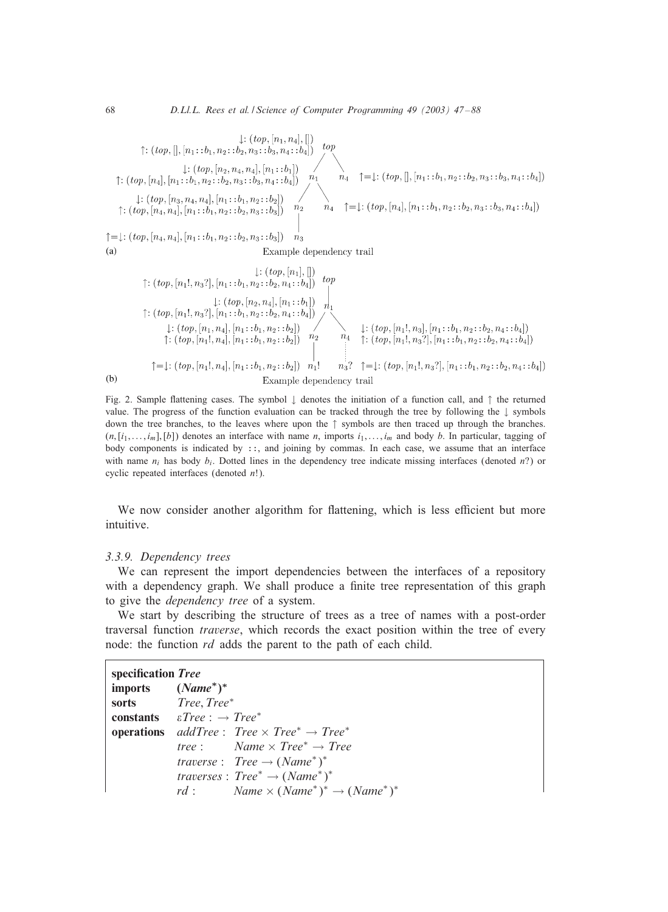(a) Example dependency trail

(b) Example dependency trail

Fig. 2. Sample flattening cases. The symbol ↓ denotes the initiation of a function call, and ↑ the returned value. The progress of the function evaluation can be tracked through the tree by following the ↓ symbols down the tree branches, to the leaves where upon the ↑ symbols are then traced up through the branches. $(n, [i_1, \ldots, i_m], [b])$ denotes an interface with name $n$, imports $i_1, \ldots, i_m$ and body $b$. In particular, tagging of body components is indicated by `::`, and joining by commas. In each case, we assume that an interface with name $n_i$ has body $b_i$. Dotted lines in the dependency tree indicate missing interfaces (denoted $n?$) or cyclic repeated interfaces (denoted $n!$).

We now consider another algorithm for flattening, which is less efficient but more intuitive.

### 3.3.9. Dependency trees

We can represent the import dependencies between the interfaces of a repository with a dependency graph. We shall produce a finite tree representation of this graph to give the *dependency tree* of a system.

We start by describing the structure of trees as a tree of names with a post-order traversal function *traverse*, which records the exact position within the tree of every node: the function *rd* adds the parent to the path of each child.

**specification** ***Tree***
**imports** $(Name^*)^*$
**sorts** $Tree, Tree^*$
**constants** $\varepsilon Tree : \to Tree^*$
**operations** $addTree : Tree \times Tree^* \to Tree^*$
$tree : Name \times Tree^* \to Tree$
$traverse : Tree \to (Name^*)^*$
$traverses : Tree^* \to (Name^*)^*$
$rd : Name \times (Name^*)^* \to (Name^*)^*$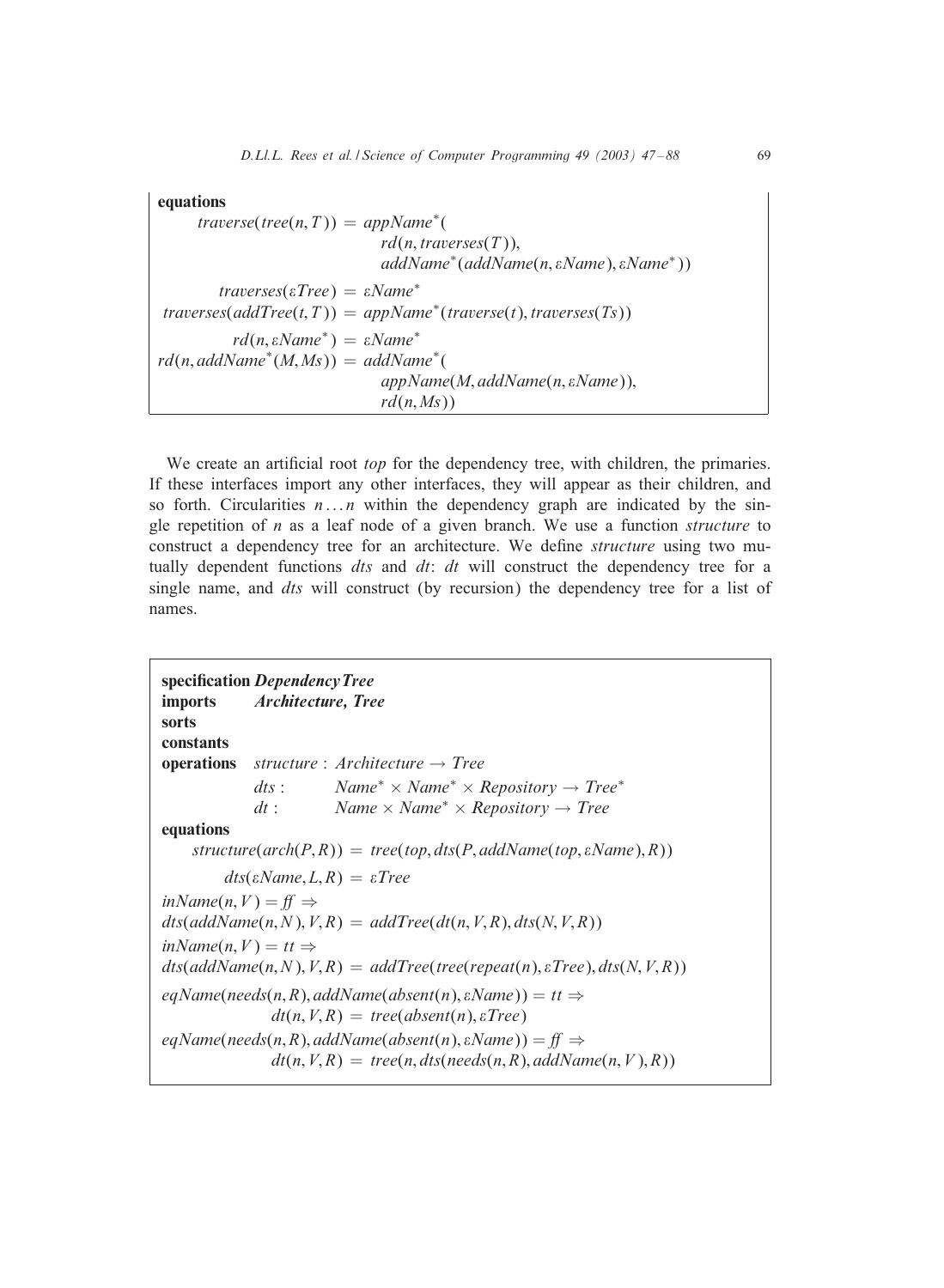**equations**

$$traverse(tree(n, T)) = appName^*(rd(n, traverses(T)), addName^*(addName(n, \varepsilon Name), \varepsilon Name^*))$$

$$traverses(\varepsilon Tree) = \varepsilon Name^*$$

$$traverses(addTree(t, T)) = appName^*(traverse(t), traverses(Ts))$$

$$rd(n, \varepsilon Name^*) = \varepsilon Name^*$$

$$rd(n, addName^*(M, Ms)) = addName^*(appName(M, addName(n, \varepsilon Name)), rd(n, Ms))$$

We create an artificial root *top* for the dependency tree, with children, the primaries. If these interfaces import any other interfaces, they will appear as their children, and so forth. Circularities $n \ldots n$ within the dependency graph are indicated by the single repetition of $n$ as a leaf node of a given branch. We use a function *structure* to construct a dependency tree for an architecture. We define *structure* using two mutually dependent functions *dts* and *dt*: *dt* will construct the dependency tree for a single name, and *dts* will construct (by recursion) the dependency tree for a list of names.

**specification** *DependencyTree*
**imports** *Architecture, Tree*
**sorts**
**constants**
**operations** $structure : Architecture \rightarrow Tree$
$dts : \quad Name^* \times Name^* \times Repository \rightarrow Tree^*$
$dt : \quad Name \times Name^* \times Repository \rightarrow Tree$
**equations**

$$structure(arch(P, R)) = tree(top, dts(P, addName(top, \varepsilon Name), R))$$

$$dts(\varepsilon Name, L, R) = \varepsilon Tree$$

$$inName(n, V) = ff \Rightarrow$$
$$dts(addName(n, N), V, R) = addTree(dt(n, V, R), dts(N, V, R))$$

$$inName(n, V) = tt \Rightarrow$$
$$dts(addName(n, N), V, R) = addTree(tree(repeat(n), \varepsilon Tree), dts(N, V, R))$$

$$eqName(needs(n, R), addName(absent(n), \varepsilon Name)) = tt \Rightarrow$$
$$dt(n, V, R) = tree(absent(n), \varepsilon Tree)$$

$$eqName(needs(n, R), addName(absent(n), \varepsilon Name)) = ff \Rightarrow$$
$$dt(n, V, R) = tree(n, dts(needs(n, R), addName(n, V), R))$$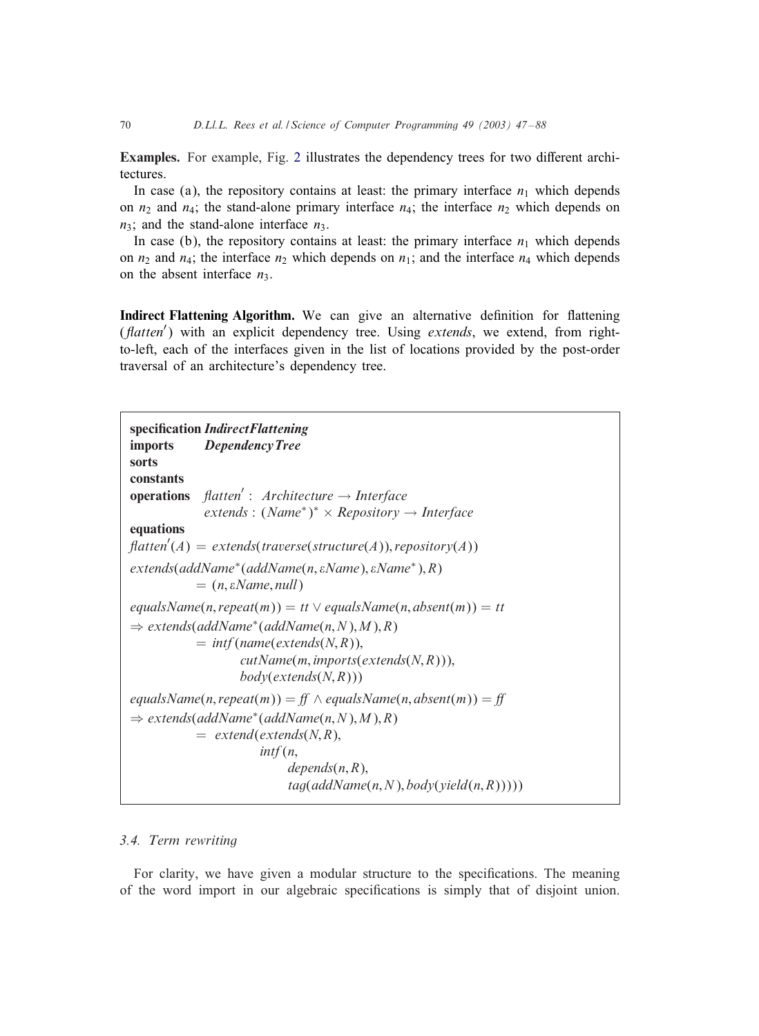**Examples.** For example, Fig. 2 illustrates the dependency trees for two different architectures.

In case (a), the repository contains at least: the primary interface $n_1$ which depends on $n_2$ and $n_4$; the stand-alone primary interface $n_4$; the interface $n_2$ which depends on $n_3$; and the stand-alone interface $n_3$.

In case (b), the repository contains at least: the primary interface $n_1$ which depends on $n_2$ and $n_4$; the interface $n_2$ which depends on $n_1$; and the interface $n_4$ which depends on the absent interface $n_3$.

**Indirect Flattening Algorithm.** We can give an alternative definition for flattening (*flatten′*) with an explicit dependency tree. Using *extends*, we extend, from right-to-left, each of the interfaces given in the list of locations provided by the post-order traversal of an architecture's dependency tree.

**specification** ***IndirectFlattening***
**imports** ***DependencyTree***
**sorts**
**constants**
**operations** $\mathit{flatten}' : \mathit{Architecture} \to \mathit{Interface}$
$\qquad\qquad \mathit{extends} : (\mathit{Name}^*)^* \times \mathit{Repository} \to \mathit{Interface}$
**equations**

$$\mathit{flatten}'(A) = \mathit{extends}(\mathit{traverse}(\mathit{structure}(A)), \mathit{repository}(A))$$

$$\mathit{extends}(\mathit{addName}^*(\mathit{addName}(n, \varepsilon\mathit{Name}), \varepsilon\mathit{Name}^*), R) = (n, \varepsilon\mathit{Name}, \mathit{null})$$

$$\begin{aligned}
&\mathit{equalsName}(n, \mathit{repeat}(m)) = \mathit{tt} \vee \mathit{equalsName}(n, \mathit{absent}(m)) = \mathit{tt} \\
&\Rightarrow \mathit{extends}(\mathit{addName}^*(\mathit{addName}(n, N), M), R) \\
&\qquad = \mathit{intf}(\mathit{name}(\mathit{extends}(N, R)), \\
&\qquad\qquad \mathit{cutName}(m, \mathit{imports}(\mathit{extends}(N, R))), \\
&\qquad\qquad \mathit{body}(\mathit{extends}(N, R)))
\end{aligned}$$

$$\begin{aligned}
&\mathit{equalsName}(n, \mathit{repeat}(m)) = \mathit{ff} \wedge \mathit{equalsName}(n, \mathit{absent}(m)) = \mathit{ff} \\
&\Rightarrow \mathit{extends}(\mathit{addName}^*(\mathit{addName}(n, N), M), R) \\
&\qquad = \mathit{extend}(\mathit{extends}(N, R), \\
&\qquad\qquad \mathit{intf}(n, \\
&\qquad\qquad\quad \mathit{depends}(n, R), \\
&\qquad\qquad\quad \mathit{tag}(\mathit{addName}(n, N), \mathit{body}(\mathit{yield}(n, R)))))
\end{aligned}$$

### 3.4. Term rewriting

For clarity, we have given a modular structure to the specifications. The meaning of the word import in our algebraic specifications is simply that of disjoint union.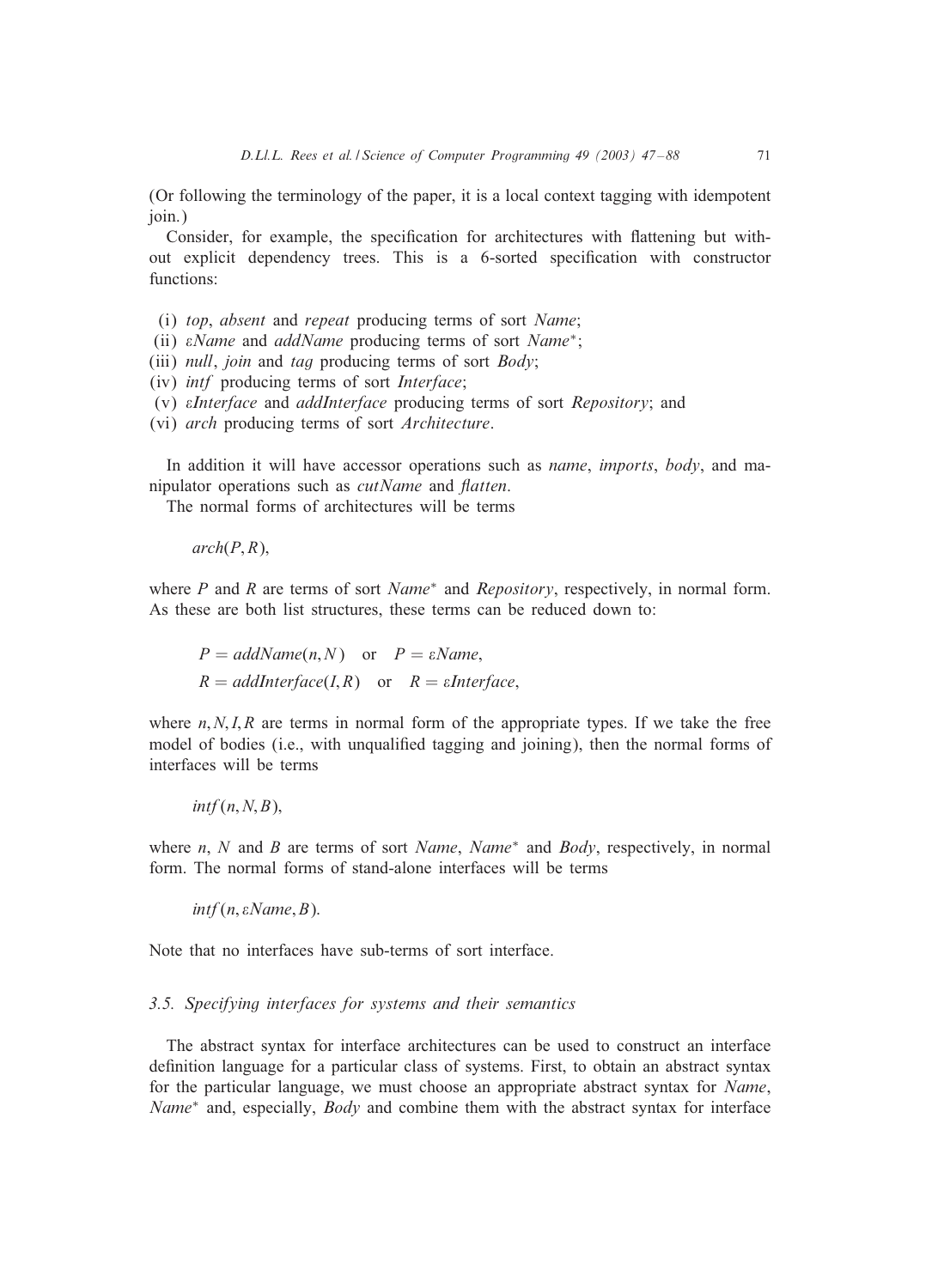(Or following the terminology of the paper, it is a local context tagging with idempotent join.)

Consider, for example, the specification for architectures with flattening but without explicit dependency trees. This is a 6-sorted specification with constructor functions:

- (i) *top*, *absent* and *repeat* producing terms of sort *Name*;
- (ii) *εName* and *addName* producing terms of sort *Name*\*;
- (iii) *null*, *join* and *tag* producing terms of sort *Body*;
- (iv) *intf* producing terms of sort *Interface*;
- (v) *εInterface* and *addInterface* producing terms of sort *Repository*; and
- (vi) *arch* producing terms of sort *Architecture*.

In addition it will have accessor operations such as *name*, *imports*, *body*, and manipulator operations such as *cutName* and *flatten*.

The normal forms of architectures will be terms

$$arch(P, R),$$

where $P$ and $R$ are terms of sort *Name*\* and *Repository*, respectively, in normal form. As these are both list structures, these terms can be reduced down to:

$$P = addName(n, N) \quad \text{or} \quad P = \varepsilon Name,$$
$$R = addInterface(I, R) \quad \text{or} \quad R = \varepsilon Interface,$$

where $n, N, I, R$ are terms in normal form of the appropriate types. If we take the free model of bodies (i.e., with unqualified tagging and joining), then the normal forms of interfaces will be terms

$$intf(n, N, B),$$

where $n$, $N$ and $B$ are terms of sort *Name*, *Name*\* and *Body*, respectively, in normal form. The normal forms of stand-alone interfaces will be terms

$$intf(n, \varepsilon Name, B).$$

Note that no interfaces have sub-terms of sort interface.

### 3.5. Specifying interfaces for systems and their semantics

The abstract syntax for interface architectures can be used to construct an interface definition language for a particular class of systems. First, to obtain an abstract syntax for the particular language, we must choose an appropriate abstract syntax for *Name*, *Name*\* and, especially, *Body* and combine them with the abstract syntax for interface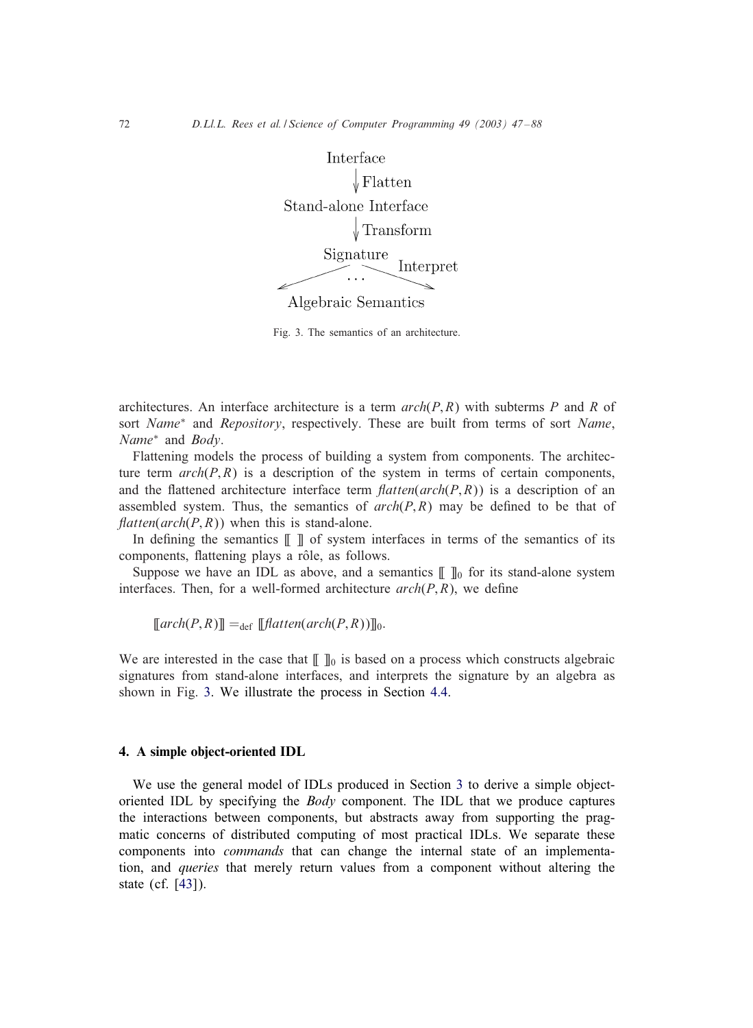Interface

↓ Flatten

Stand-alone Interface

↓ Transform

Signature

↙ ... ↘ Interpret

Algebraic Semantics

Fig. 3. The semantics of an architecture.

architectures. An interface architecture is a term $arch(P,R)$ with subterms $P$ and $R$ of sort $Name^*$ and *Repository*, respectively. These are built from terms of sort *Name*, $Name^*$ and *Body*.

Flattening models the process of building a system from components. The architecture term $arch(P,R)$ is a description of the system in terms of certain components, and the flattened architecture interface term $flatten(arch(P,R))$ is a description of an assembled system. Thus, the semantics of $arch(P,R)$ may be defined to be that of $flatten(arch(P,R))$ when this is stand-alone.

In defining the semantics $[\![\ ]\!]$ of system interfaces in terms of the semantics of its components, flattening plays a rôle, as follows.

Suppose we have an IDL as above, and a semantics $[\![\ ]\!]_0$ for its stand-alone system interfaces. Then, for a well-formed architecture $arch(P,R)$, we define

$$[\![arch(P,R)]\!] =_{\text{def}} [\![flatten(arch(P,R))]\!]_0.$$

We are interested in the case that $[\![\ ]\!]_0$ is based on a process which constructs algebraic signatures from stand-alone interfaces, and interprets the signature by an algebra as shown in Fig. 3. We illustrate the process in Section 4.4.

## 4. A simple object-oriented IDL

We use the general model of IDLs produced in Section 3 to derive a simple object-oriented IDL by specifying the *Body* component. The IDL that we produce captures the interactions between components, but abstracts away from supporting the pragmatic concerns of distributed computing of most practical IDLs. We separate these components into *commands* that can change the internal state of an implementation, and *queries* that merely return values from a component without altering the state (cf. [43]).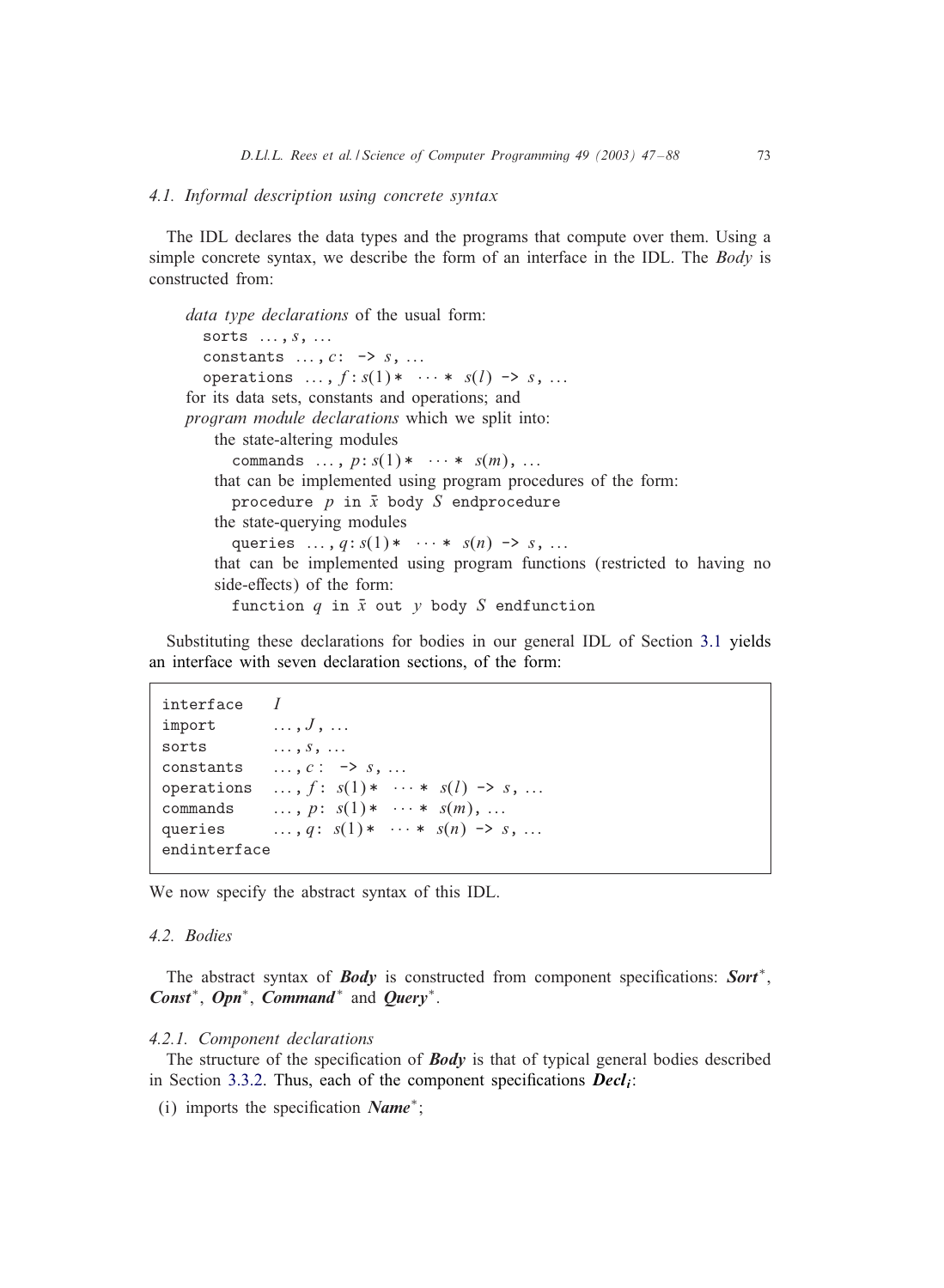### 4.1. Informal description using concrete syntax

The IDL declares the data types and the programs that compute over them. Using a simple concrete syntax, we describe the form of an interface in the IDL. The *Body* is constructed from:

*data type declarations* of the usual form:

```
sorts ..., s, ...
constants ..., c: -> s, ...
operations ..., f: s(1) * ··· * s(l) -> s, ...
```

for its data sets, constants and operations; and
*program module declarations* which we split into:

the state-altering modules

```
commands ..., p: s(1) * ··· * s(m), ...
```

that can be implemented using program procedures of the form:

```
procedure p in x̄ body S endprocedure
```

the state-querying modules

```
queries ..., q: s(1) * ··· * s(n) -> s, ...
```

that can be implemented using program functions (restricted to having no side-effects) of the form:

```
function q in x̄ out y body S endfunction
```

Substituting these declarations for bodies in our general IDL of Section 3.1 yields an interface with seven declaration sections, of the form:

```
interface    I
import       ..., J, ...
sorts        ..., s, ...
constants    ..., c: -> s, ...
operations   ..., f: s(1) * ··· * s(l) -> s, ...
commands     ..., p: s(1) * ··· * s(m), ...
queries      ..., q: s(1) * ··· * s(n) -> s, ...
endinterface
```

We now specify the abstract syntax of this IDL.

### 4.2. Bodies

The abstract syntax of ***Body*** is constructed from component specifications: ***Sort***$^*$, ***Const***$^*$, ***Opn***$^*$, ***Command***$^*$ and ***Query***$^*$.

#### 4.2.1. Component declarations

The structure of the specification of ***Body*** is that of typical general bodies described in Section 3.3.2. Thus, each of the component specifications $\boldsymbol{Decl_i}$:

(i) imports the specification ***Name***$^*$;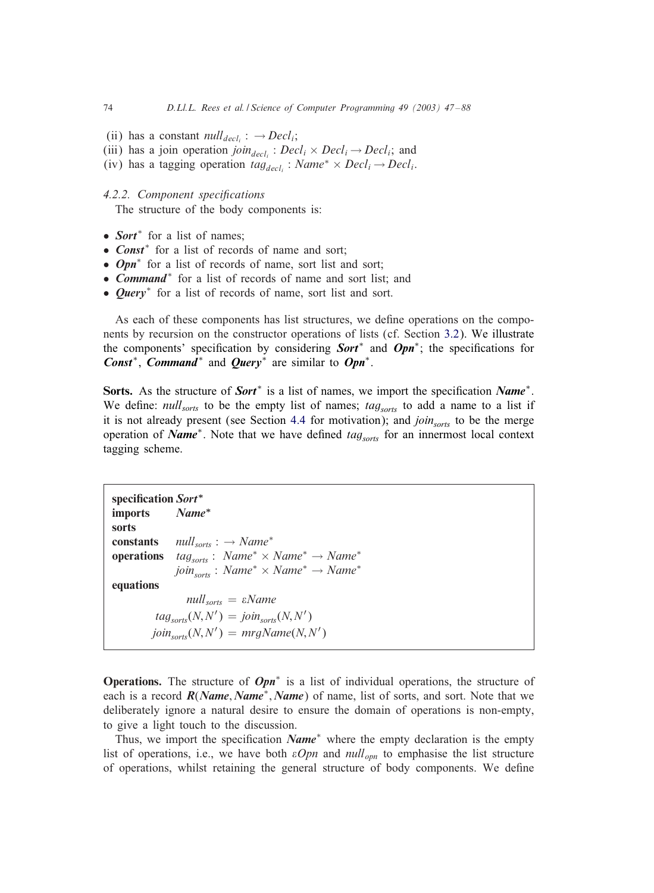(ii) has a constant $null_{decl_i} : \rightarrow Decl_i$;
(iii) has a join operation $join_{decl_i} : Decl_i \times Decl_i \rightarrow Decl_i$; and
(iv) has a tagging operation $tag_{decl_i} : Name^* \times Decl_i \rightarrow Decl_i$.

#### 4.2.2. Component specifications

The structure of the body components is:

- ***Sort****$^*$ for a list of names;
- ***Const****$^*$ for a list of records of name and sort;
- ***Opn****$^*$ for a list of records of name, sort list and sort;
- ***Command****$^*$ for a list of records of name and sort list; and
- ***Query****$^*$ for a list of records of name, sort list and sort.

As each of these components has list structures, we define operations on the components by recursion on the constructor operations of lists (cf. Section 3.2). We illustrate the components' specification by considering ***Sort****$^*$ and ***Opn****$^*$; the specifications for ***Const****$^*$, ***Command****$^*$ and ***Query****$^*$ are similar to ***Opn****$^*$.

**Sorts.** As the structure of ***Sort****$^*$ is a list of names, we import the specification ***Name****$^*$. We define: $null_{sorts}$ to be the empty list of names; $tag_{sorts}$ to add a name to a list if it is not already present (see Section 4.4 for motivation); and $join_{sorts}$ to be the merge operation of ***Name****$^*$. Note that we have defined $tag_{sorts}$ for an innermost local context tagging scheme.

**specification** ***Sort****$^*$
**imports** ***Name****$^*$
**sorts**
**constants** $null_{sorts} : \rightarrow Name^*$
**operations** $tag_{sorts} : Name^* \times Name^* \rightarrow Name^*$
$join_{sorts} : Name^* \times Name^* \rightarrow Name^*$
**equations**

$$null_{sorts} = \varepsilon Name$$
$$tag_{sorts}(N, N') = join_{sorts}(N, N')$$
$$join_{sorts}(N, N') = mrgName(N, N')$$

**Operations.** The structure of ***Opn****$^*$ is a list of individual operations, the structure of each is a record ***R***(***Name***, ***Name****$^*$, ***Name***) of name, list of sorts, and sort. Note that we deliberately ignore a natural desire to ensure the domain of operations is non-empty, to give a light touch to the discussion.

Thus, we import the specification ***Name****$^*$ where the empty declaration is the empty list of operations, i.e., we have both $\varepsilon Opn$ and $null_{opn}$ to emphasise the list structure of operations, whilst retaining the general structure of body components. We define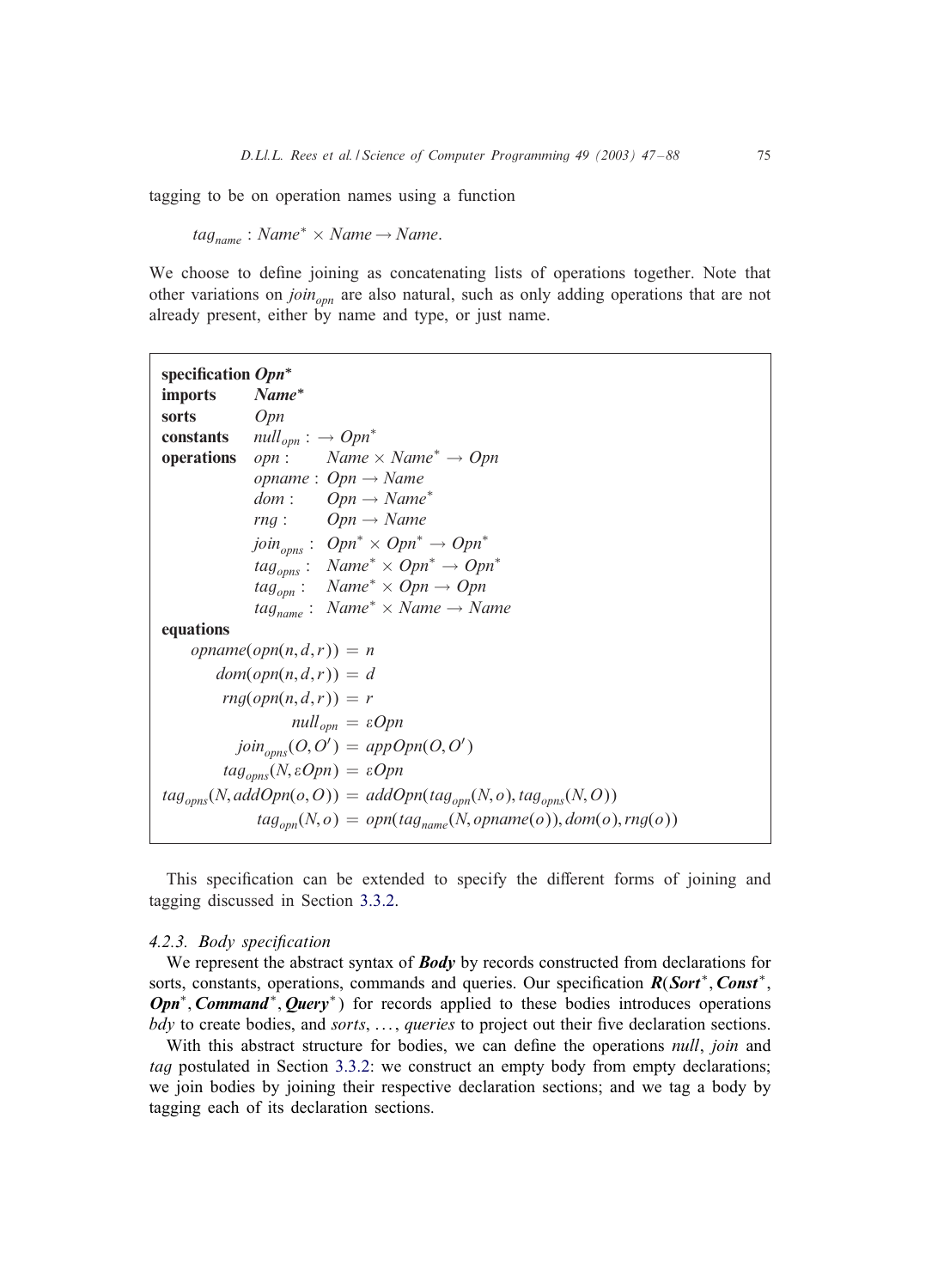tagging to be on operation names using a function

$$tag_{name} : Name^* \times Name \rightarrow Name.$$

We choose to define joining as concatenating lists of operations together. Note that other variations on $join_{opn}$ are also natural, such as only adding operations that are not already present, either by name and type, or just name.

```
specification Opn*
imports       Name*
sorts         Opn
constants     null_opn : → Opn*
operations    opn :       Name × Name* → Opn
              opname :    Opn → Name
              dom :       Opn → Name*
              rng :       Opn → Name
              join_opns : Opn* × Opn* → Opn*
              tag_opns :  Name* × Opn* → Opn*
              tag_opn :   Name* × Opn → Opn
              tag_name :  Name* × Name → Name
equations
     opname(opn(n,d,r)) = n
        dom(opn(n,d,r)) = d
        rng(opn(n,d,r)) = r
               null_opn = εOpn
         join_opns(O,O') = appOpn(O,O')
         tag_opns(N,εOpn) = εOpn
tag_opns(N,addOpn(o,O)) = addOpn(tag_opn(N,o), tag_opns(N,O))
            tag_opn(N,o) = opn(tag_name(N,opname(o)), dom(o), rng(o))
```

This specification can be extended to specify the different forms of joining and tagging discussed in Section 3.3.2.

### 4.2.3. Body specification

We represent the abstract syntax of ***Body*** by records constructed from declarations for sorts, constants, operations, commands and queries. Our specification ***R***(***Sort***$^*$, ***Const***$^*$, ***Opn***$^*$, ***Command***$^*$, ***Query***$^*$) for records applied to these bodies introduces operations *bdy* to create bodies, and *sorts*, …, *queries* to project out their five declaration sections.

With this abstract structure for bodies, we can define the operations *null*, *join* and *tag* postulated in Section 3.3.2: we construct an empty body from empty declarations; we join bodies by joining their respective declaration sections; and we tag a body by tagging each of its declaration sections.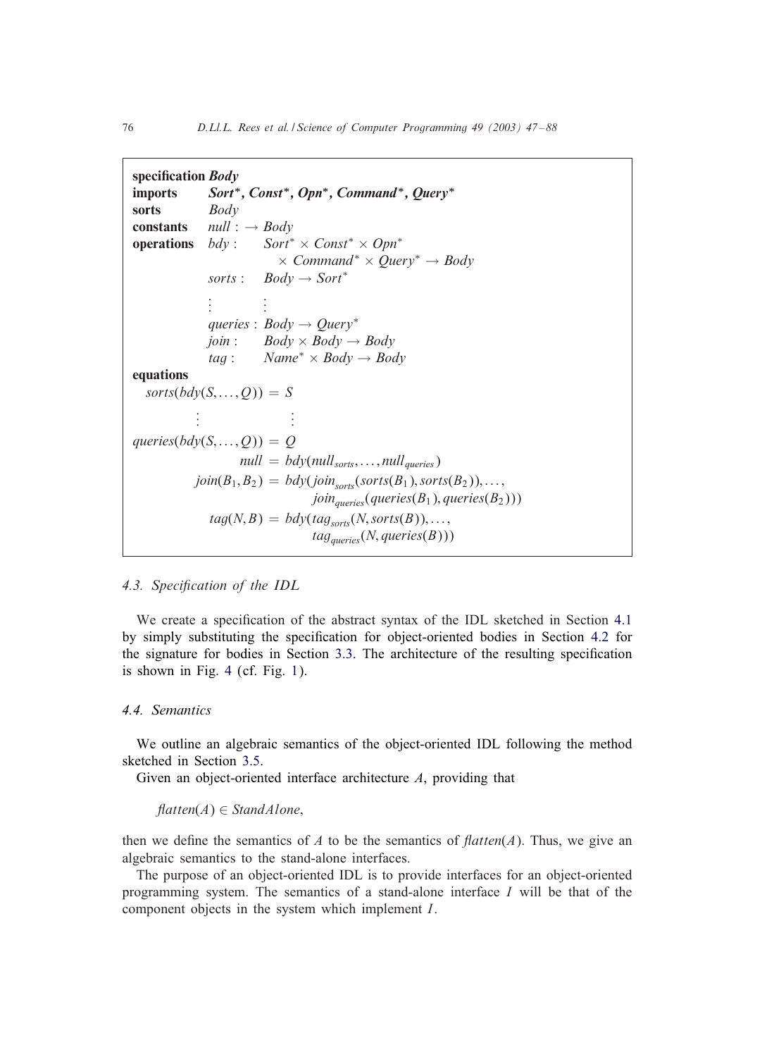**specification** ***Body***
**imports** ***Sort*, Const*, Opn*, Command*, Query****
**sorts** *Body*
**constants** $null : \rightarrow Body$
**operations**

$$
\begin{aligned}
bdy &: Sort^* \times Const^* \times Opn^* \\
&\quad \times Command^* \times Query^* \rightarrow Body \\
sorts &: Body \rightarrow Sort^* \\
&\vdots \\
queries &: Body \rightarrow Query^* \\
join &: Body \times Body \rightarrow Body \\
tag &: Name^* \times Body \rightarrow Body
\end{aligned}
$$

**equations**

$$
\begin{aligned}
sorts(bdy(S, \ldots, Q)) &= S \\
\vdots \quad &\quad \vdots \\
queries(bdy(S, \ldots, Q)) &= Q \\
null &= bdy(null_{sorts}, \ldots, null_{queries}) \\
join(B_1, B_2) &= bdy(join_{sorts}(sorts(B_1), sorts(B_2)), \ldots, \\
&\qquad join_{queries}(queries(B_1), queries(B_2))) \\
tag(N, B) &= bdy(tag_{sorts}(N, sorts(B)), \ldots, \\
&\qquad tag_{queries}(N, queries(B)))
\end{aligned}
$$

### 4.3. Specification of the IDL

We create a specification of the abstract syntax of the IDL sketched in Section 4.1 by simply substituting the specification for object-oriented bodies in Section 4.2 for the signature for bodies in Section 3.3. The architecture of the resulting specification is shown in Fig. 4 (cf. Fig. 1).

### 4.4. Semantics

We outline an algebraic semantics of the object-oriented IDL following the method sketched in Section 3.5.

Given an object-oriented interface architecture $A$, providing that

$$flatten(A) \in StandAlone,$$

then we define the semantics of $A$ to be the semantics of $flatten(A)$. Thus, we give an algebraic semantics to the stand-alone interfaces.

The purpose of an object-oriented IDL is to provide interfaces for an object-oriented programming system. The semantics of a stand-alone interface $I$ will be that of the component objects in the system which implement $I$.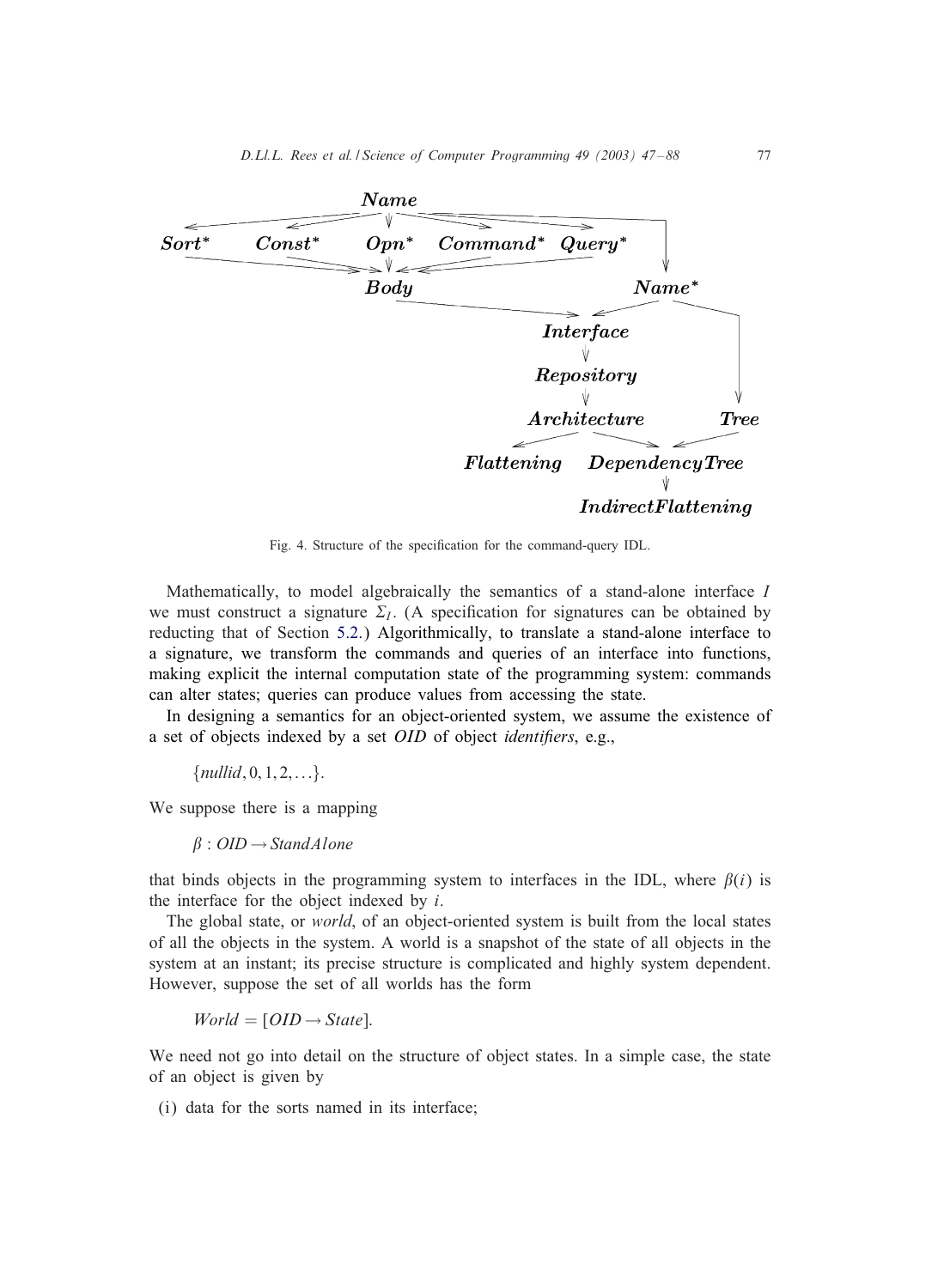Fig. 4. Structure of the specification for the command-query IDL.

Mathematically, to model algebraically the semantics of a stand-alone interface $I$ we must construct a signature $\Sigma_I$. (A specification for signatures can be obtained by reducting that of Section 5.2.) Algorithmically, to translate a stand-alone interface to a signature, we transform the commands and queries of an interface into functions, making explicit the internal computation state of the programming system: commands can alter states; queries can produce values from accessing the state.

In designing a semantics for an object-oriented system, we assume the existence of a set of objects indexed by a set *OID* of object *identifiers*, e.g.,

$$\{nullid, 0, 1, 2, \ldots\}.$$

We suppose there is a mapping

$$\beta : OID \rightarrow StandAlone$$

that binds objects in the programming system to interfaces in the IDL, where $\beta(i)$ is the interface for the object indexed by $i$.

The global state, or *world*, of an object-oriented system is built from the local states of all the objects in the system. A world is a snapshot of the state of all objects in the system at an instant; its precise structure is complicated and highly system dependent. However, suppose the set of all worlds has the form

$$World = [OID \rightarrow State].$$

We need not go into detail on the structure of object states. In a simple case, the state of an object is given by

(i) data for the sorts named in its interface;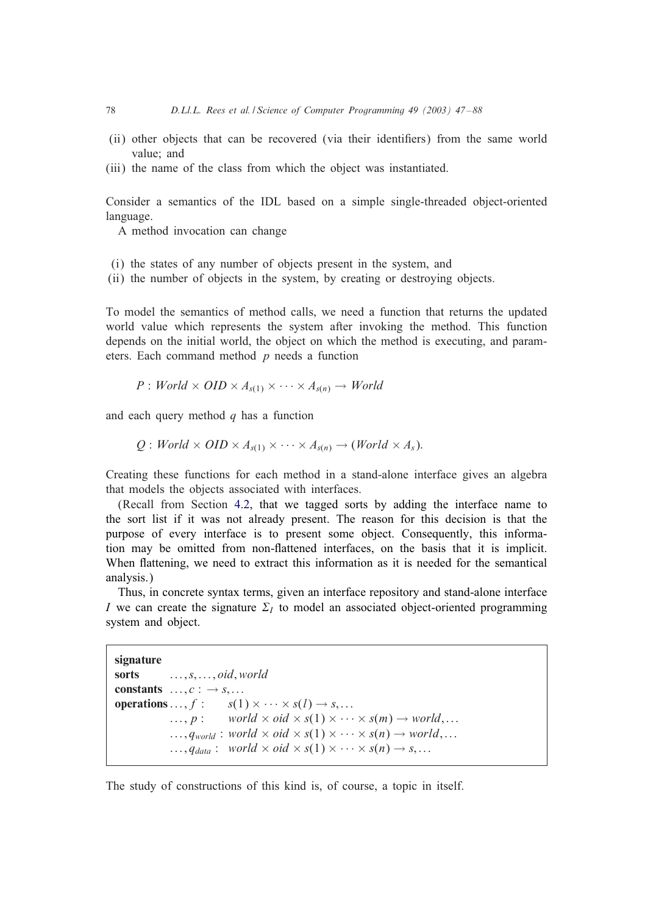(ii) other objects that can be recovered (via their identifiers) from the same world value; and
(iii) the name of the class from which the object was instantiated.

Consider a semantics of the IDL based on a simple single-threaded object-oriented language.

A method invocation can change

(i) the states of any number of objects present in the system, and
(ii) the number of objects in the system, by creating or destroying objects.

To model the semantics of method calls, we need a function that returns the updated world value which represents the system after invoking the method. This function depends on the initial world, the object on which the method is executing, and parameters. Each command method $p$ needs a function

$$P : World \times OID \times A_{s(1)} \times \cdots \times A_{s(n)} \rightarrow World$$

and each query method $q$ has a function

$$Q : World \times OID \times A_{s(1)} \times \cdots \times A_{s(n)} \rightarrow (World \times A_s).$$

Creating these functions for each method in a stand-alone interface gives an algebra that models the objects associated with interfaces.

(Recall from Section 4.2, that we tagged sorts by adding the interface name to the sort list if it was not already present. The reason for this decision is that the purpose of every interface is to present some object. Consequently, this information may be omitted from non-flattened interfaces, on the basis that it is implicit. When flattening, we need to extract this information as it is needed for the semantical analysis.)

Thus, in concrete syntax terms, given an interface repository and stand-alone interface $I$ we can create the signature $\Sigma_I$ to model an associated object-oriented programming system and object.

**signature**
**sorts** $\ldots, s, \ldots, oid, world$
**constants** $\ldots, c : \rightarrow s, \ldots$
**operations** $\ldots, f : \quad s(1) \times \cdots \times s(l) \rightarrow s, \ldots$
$\ldots, p : \quad world \times oid \times s(1) \times \cdots \times s(m) \rightarrow world, \ldots$
$\ldots, q_{world} : world \times oid \times s(1) \times \cdots \times s(n) \rightarrow world, \ldots$
$\ldots, q_{data} : \; world \times oid \times s(1) \times \cdots \times s(n) \rightarrow s, \ldots$

The study of constructions of this kind is, of course, a topic in itself.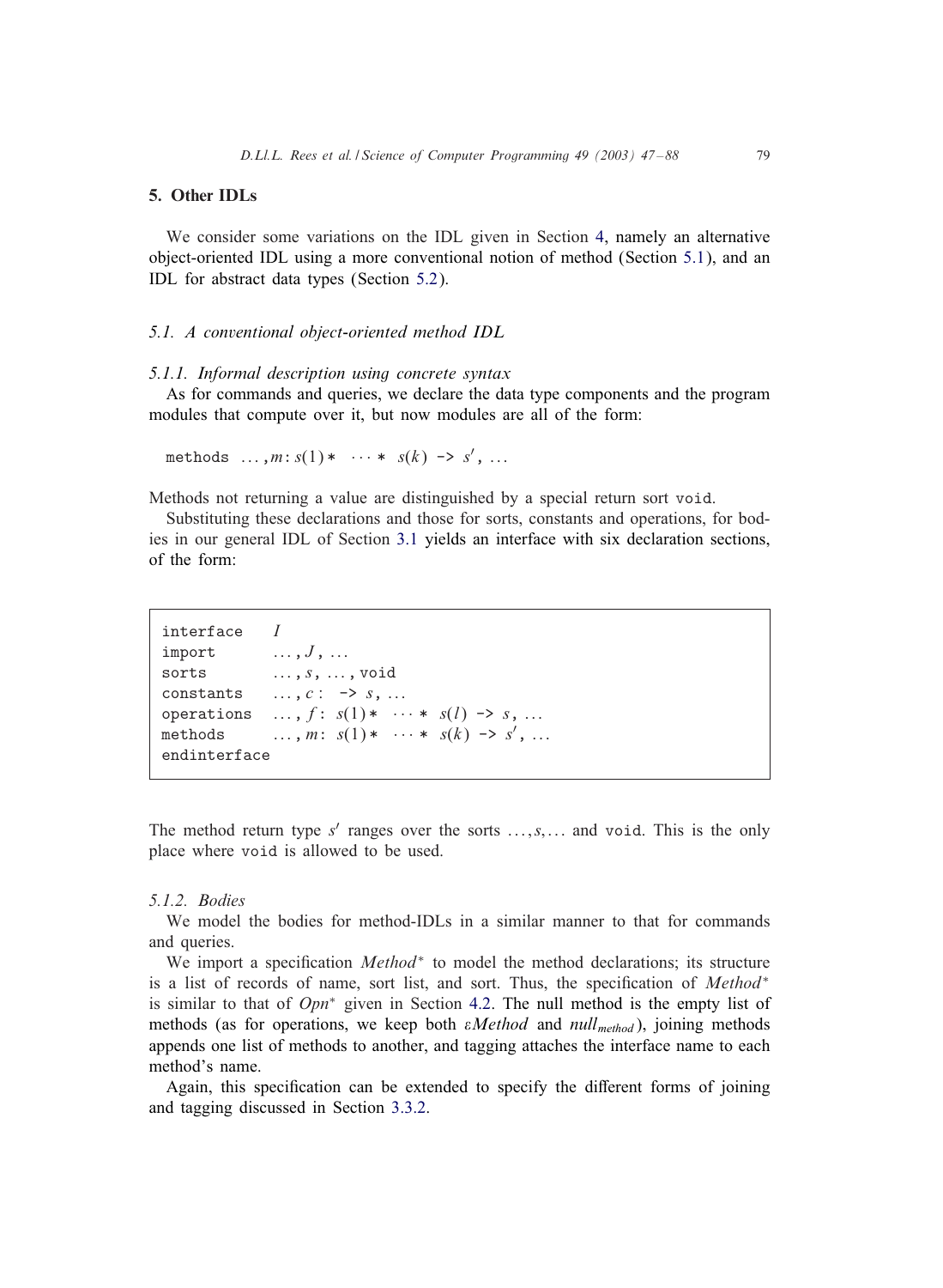## 5. Other IDLs

We consider some variations on the IDL given in Section 4, namely an alternative object-oriented IDL using a more conventional notion of method (Section 5.1), and an IDL for abstract data types (Section 5.2).

### 5.1. A conventional object-oriented method IDL

#### 5.1.1. Informal description using concrete syntax

As for commands and queries, we declare the data type components and the program modules that compute over it, but now modules are all of the form:

```
methods ..., m: s(1) * ··· * s(k) -> s', ...
```

Methods not returning a value are distinguished by a special return sort `void`.

Substituting these declarations and those for sorts, constants and operations, for bodies in our general IDL of Section 3.1 yields an interface with six declaration sections, of the form:

```
interface    I
import       ..., J, ...
sorts        ..., s, ..., void
constants    ..., c:  -> s, ...
operations   ..., f:  s(1) * ··· * s(l) -> s, ...
methods      ..., m:  s(1) * ··· * s(k) -> s', ...
endinterface
```

The method return type $s'$ ranges over the sorts $\ldots, s, \ldots$ and `void`. This is the only place where `void` is allowed to be used.

#### 5.1.2. Bodies

We model the bodies for method-IDLs in a similar manner to that for commands and queries.

We import a specification *Method*$^*$ to model the method declarations; its structure is a list of records of name, sort list, and sort. Thus, the specification of *Method*$^*$ is similar to that of *Opn*$^*$ given in Section 4.2. The null method is the empty list of methods (as for operations, we keep both $\varepsilon Method$ and $null_{method}$), joining methods appends one list of methods to another, and tagging attaches the interface name to each method's name.

Again, this specification can be extended to specify the different forms of joining and tagging discussed in Section 3.3.2.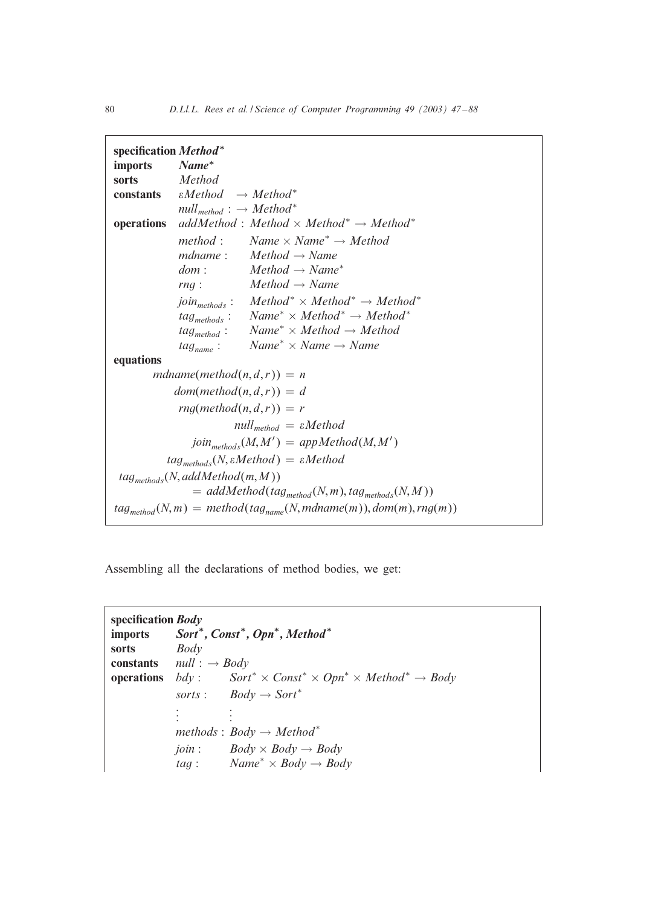**specification** ***Method****
**imports** ***Name****
**sorts** *Method*
**constants** $\varepsilon Method \rightarrow Method^*$
$null_{method} : \rightarrow Method^*$
**operations** $addMethod : Method \times Method^* \rightarrow Method^*$
$method : \quad Name \times Name^* \rightarrow Method$
$mdname : \quad Method \rightarrow Name$
$dom : \quad Method \rightarrow Name^*$
$rng : \quad Method \rightarrow Name$
$join_{methods} : \quad Method^* \times Method^* \rightarrow Method^*$
$tag_{methods} : \quad Name^* \times Method^* \rightarrow Method^*$
$tag_{method} : \quad Name^* \times Method \rightarrow Method$
$tag_{name} : \quad Name^* \times Name \rightarrow Name$
**equations**

$$mdname(method(n,d,r)) = n$$
$$dom(method(n,d,r)) = d$$
$$rng(method(n,d,r)) = r$$
$$null_{method} = \varepsilon Method$$
$$join_{methods}(M,M') = appMethod(M,M')$$
$$tag_{methods}(N, \varepsilon Method) = \varepsilon Method$$
$$tag_{methods}(N, addMethod(m,M)) = addMethod(tag_{method}(N,m), tag_{methods}(N,M))$$
$$tag_{method}(N,m) = method(tag_{name}(N, mdname(m)), dom(m), rng(m))$$

Assembling all the declarations of method bodies, we get:

**specification** ***Body***
**imports** ***Sort****, ***Const****, ***Opn****, ***Method****
**sorts** *Body*
**constants** $null : \rightarrow Body$
**operations** $bdy : \quad Sort^* \times Const^* \times Opn^* \times Method^* \rightarrow Body$
$sorts : \quad Body \rightarrow Sort^*$
$\vdots \quad \vdots$
$methods : Body \rightarrow Method^*$
$join : \quad Body \times Body \rightarrow Body$
$tag : \quad Name^* \times Body \rightarrow Body$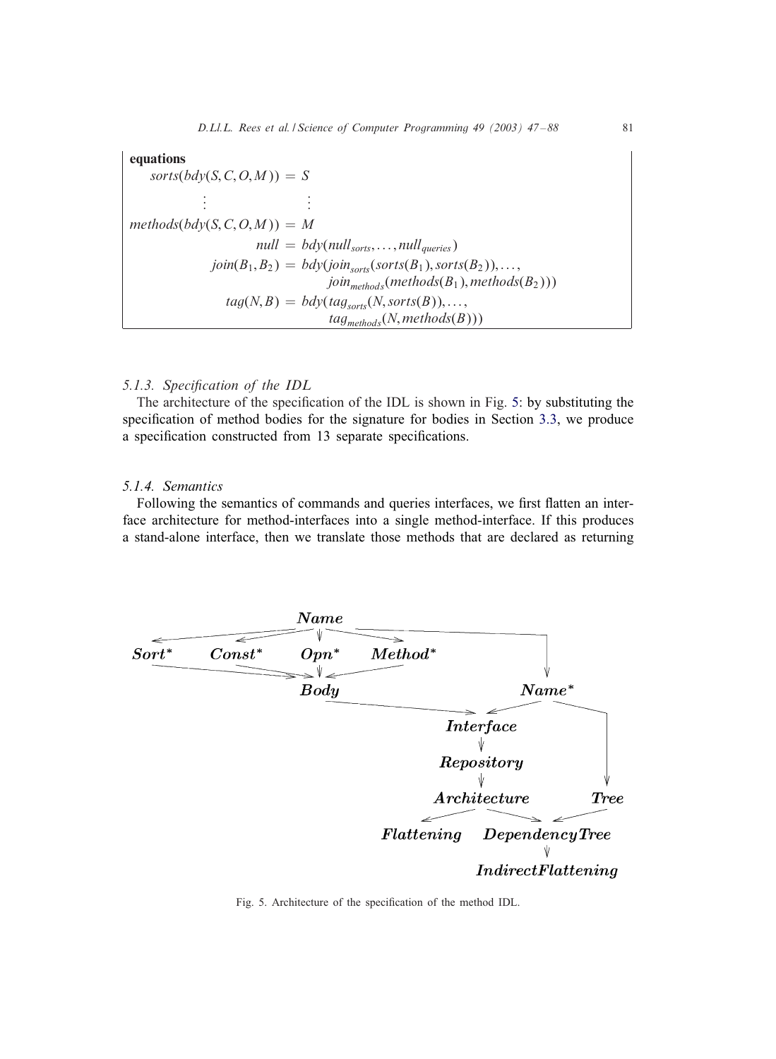**equations**

$$
\begin{aligned}
sorts(bdy(S,C,O,M)) &= S \\
\vdots \qquad & \qquad \vdots \\
methods(bdy(S,C,O,M)) &= M \\
null &= bdy(null_{sorts}, \ldots, null_{queries}) \\
join(B_1, B_2) &= bdy(join_{sorts}(sorts(B_1), sorts(B_2)), \ldots, \\
&\qquad join_{methods}(methods(B_1), methods(B_2))) \\
tag(N, B) &= bdy(tag_{sorts}(N, sorts(B)), \ldots, \\
&\qquad tag_{methods}(N, methods(B)))
\end{aligned}
$$

### 5.1.3. Specification of the IDL

The architecture of the specification of the IDL is shown in Fig. 5: by substituting the specification of method bodies for the signature for bodies in Section 3.3, we produce a specification constructed from 13 separate specifications.

### 5.1.4. Semantics

Following the semantics of commands and queries interfaces, we first flatten an interface architecture for method-interfaces into a single method-interface. If this produces a stand-alone interface, then we translate those methods that are declared as returning

Fig. 5. Architecture of the specification of the method IDL.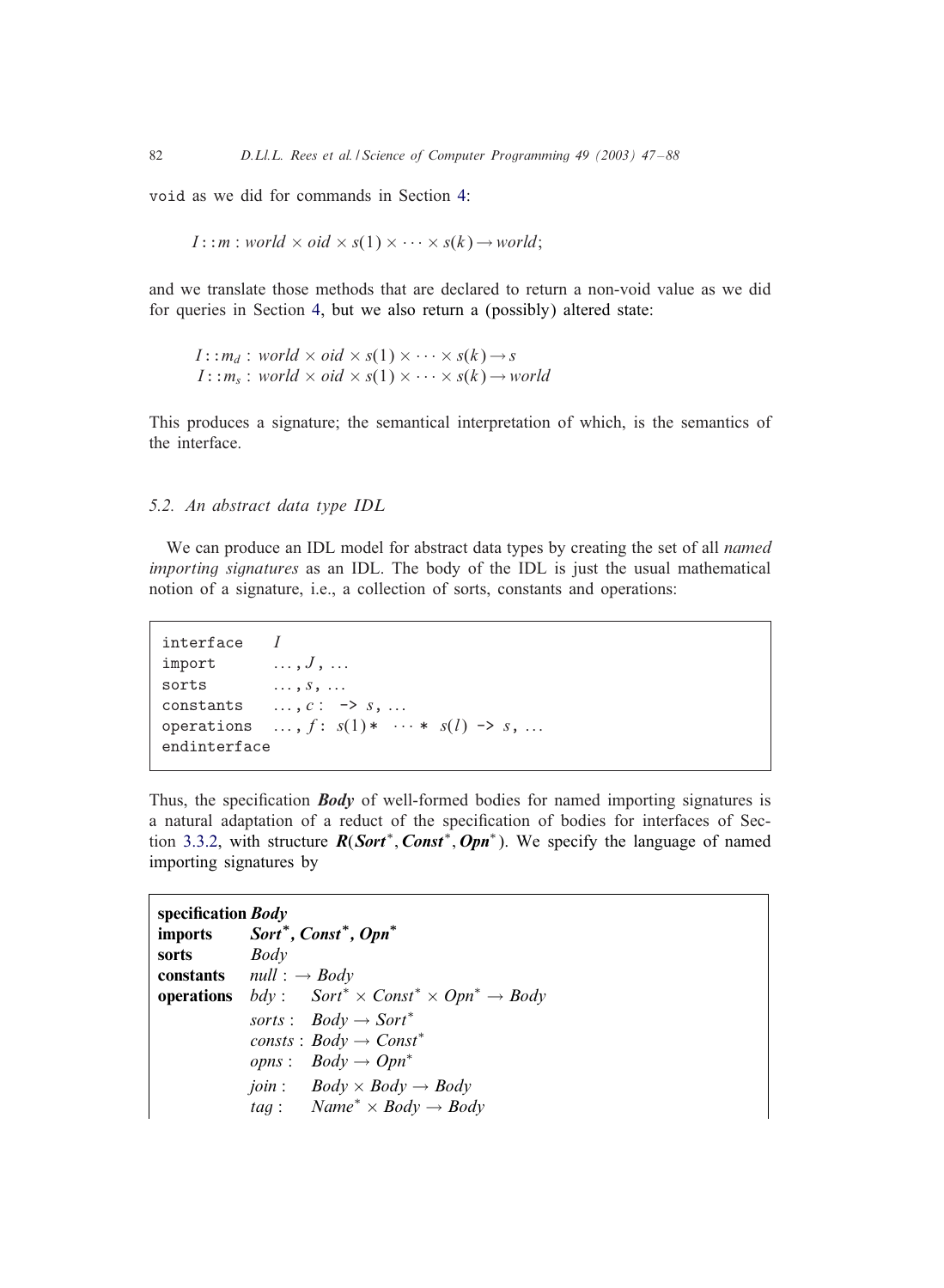`void` as we did for commands in Section 4:

$$I::m : world \times oid \times s(1) \times \cdots \times s(k) \to world;$$

and we translate those methods that are declared to return a non-void value as we did for queries in Section 4, but we also return a (possibly) altered state:

$$I::m_d : world \times oid \times s(1) \times \cdots \times s(k) \to s$$
$$I::m_s : world \times oid \times s(1) \times \cdots \times s(k) \to world$$

This produces a signature; the semantical interpretation of which, is the semantics of the interface.

### 5.2. An abstract data type IDL

We can produce an IDL model for abstract data types by creating the set of all *named importing signatures* as an IDL. The body of the IDL is just the usual mathematical notion of a signature, i.e., a collection of sorts, constants and operations:

```
interface    I
import       ..., J, ...
sorts        ..., s, ...
constants    ..., c:  -> s, ...
operations   ..., f: s(1)*  ··· * s(l) -> s, ...
endinterface
```

Thus, the specification ***Body*** of well-formed bodies for named importing signatures is a natural adaptation of a reduct of the specification of bodies for interfaces of Section 3.3.2, with structure $\boldsymbol{R}(\boldsymbol{Sort}^*, \boldsymbol{Const}^*, \boldsymbol{Opn}^*)$. We specify the language of named importing signatures by

**specification** ***Body***
**imports** $\boldsymbol{Sort}^*, \boldsymbol{Const}^*, \boldsymbol{Opn}^*$
**sorts** $Body$
**constants** $null : \to Body$
**operations**
$bdy : \quad Sort^* \times Const^* \times Opn^* \to Body$
$sorts : \quad Body \to Sort^*$
$consts : Body \to Const^*$
$opns : \quad Body \to Opn^*$
$join : \quad Body \times Body \to Body$
$tag : \quad Name^* \times Body \to Body$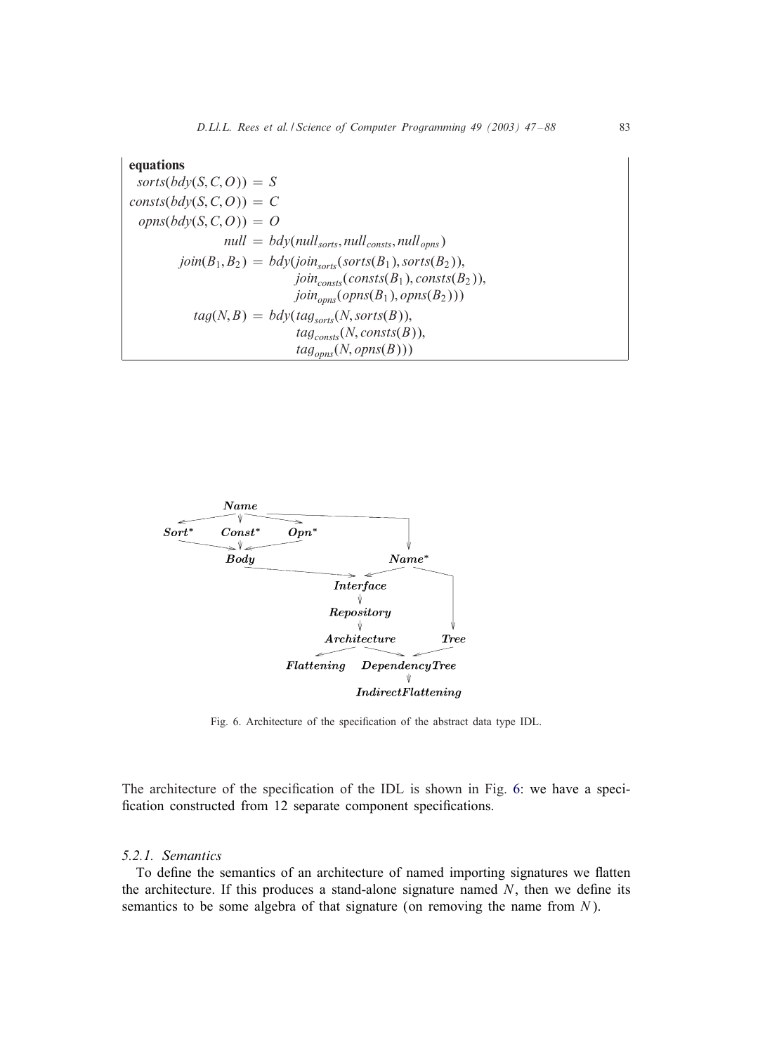**equations**

$$
\begin{aligned}
sorts(bdy(S, C, O)) &= S \\
consts(bdy(S, C, O)) &= C \\
opns(bdy(S, C, O)) &= O \\
null &= bdy(null_{sorts}, null_{consts}, null_{opns}) \\
join(B_1, B_2) &= bdy(join_{sorts}(sorts(B_1), sorts(B_2)), \\
&\qquad join_{consts}(consts(B_1), consts(B_2)), \\
&\qquad join_{opns}(opns(B_1), opns(B_2))) \\
tag(N, B) &= bdy(tag_{sorts}(N, sorts(B)), \\
&\qquad tag_{consts}(N, consts(B)), \\
&\qquad tag_{opns}(N, opns(B)))
\end{aligned}
$$

Fig. 6. Architecture of the specification of the abstract data type IDL.

The architecture of the specification of the IDL is shown in Fig. 6: we have a specification constructed from 12 separate component specifications.

### 5.2.1. Semantics

To define the semantics of an architecture of named importing signatures we flatten the architecture. If this produces a stand-alone signature named $N$, then we define its semantics to be some algebra of that signature (on removing the name from $N$).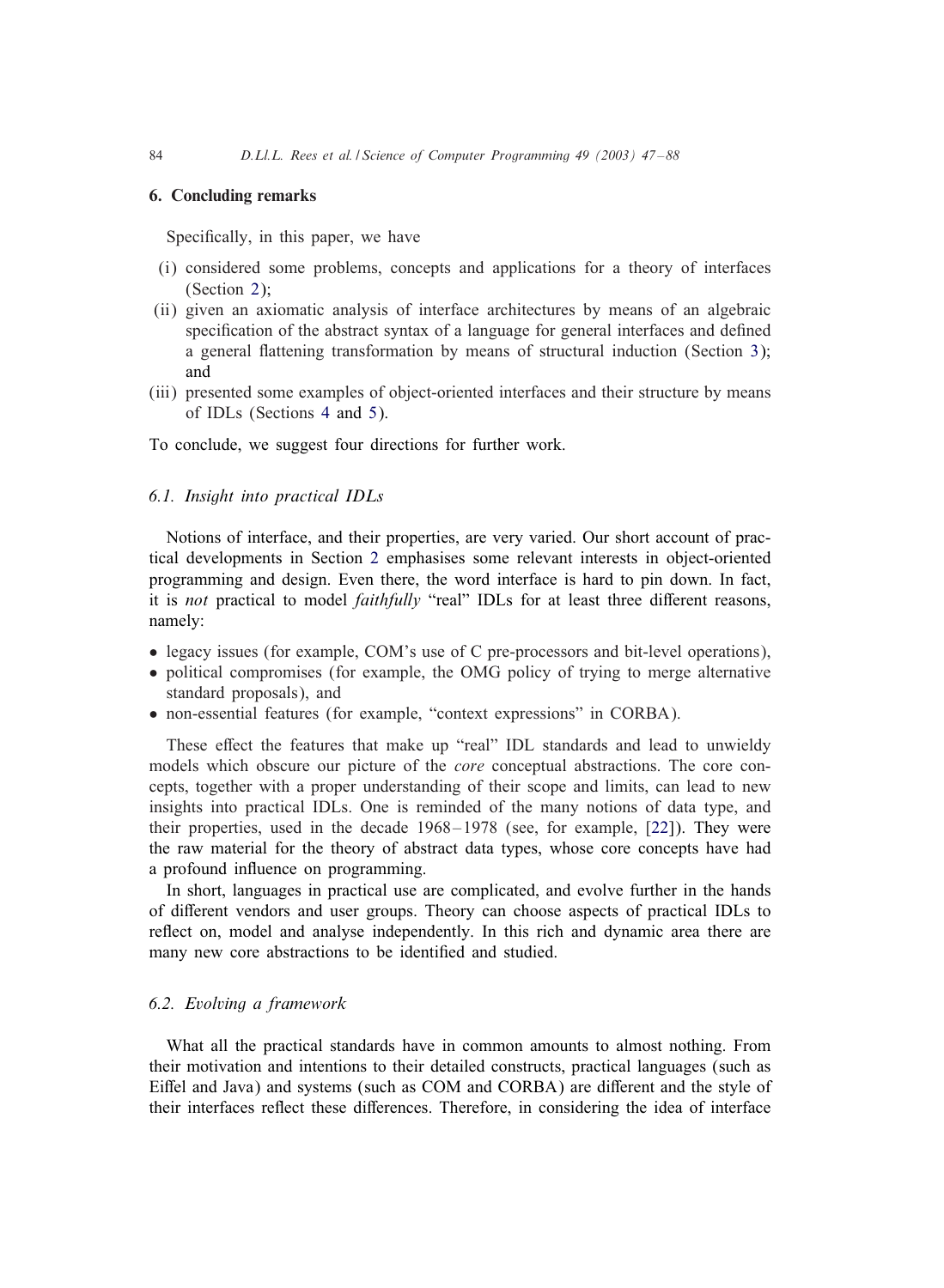## 6. Concluding remarks

Specifically, in this paper, we have

(i) considered some problems, concepts and applications for a theory of interfaces (Section 2);
(ii) given an axiomatic analysis of interface architectures by means of an algebraic specification of the abstract syntax of a language for general interfaces and defined a general flattening transformation by means of structural induction (Section 3); and
(iii) presented some examples of object-oriented interfaces and their structure by means of IDLs (Sections 4 and 5).

To conclude, we suggest four directions for further work.

### 6.1. Insight into practical IDLs

Notions of interface, and their properties, are very varied. Our short account of practical developments in Section 2 emphasises some relevant interests in object-oriented programming and design. Even there, the word interface is hard to pin down. In fact, it is *not* practical to model *faithfully* "real" IDLs for at least three different reasons, namely:

- legacy issues (for example, COM's use of C pre-processors and bit-level operations),
- political compromises (for example, the OMG policy of trying to merge alternative standard proposals), and
- non-essential features (for example, "context expressions" in CORBA).

These effect the features that make up "real" IDL standards and lead to unwieldy models which obscure our picture of the *core* conceptual abstractions. The core concepts, together with a proper understanding of their scope and limits, can lead to new insights into practical IDLs. One is reminded of the many notions of data type, and their properties, used in the decade 1968–1978 (see, for example, [22]). They were the raw material for the theory of abstract data types, whose core concepts have had a profound influence on programming.

In short, languages in practical use are complicated, and evolve further in the hands of different vendors and user groups. Theory can choose aspects of practical IDLs to reflect on, model and analyse independently. In this rich and dynamic area there are many new core abstractions to be identified and studied.

### 6.2. Evolving a framework

What all the practical standards have in common amounts to almost nothing. From their motivation and intentions to their detailed constructs, practical languages (such as Eiffel and Java) and systems (such as COM and CORBA) are different and the style of their interfaces reflect these differences. Therefore, in considering the idea of interface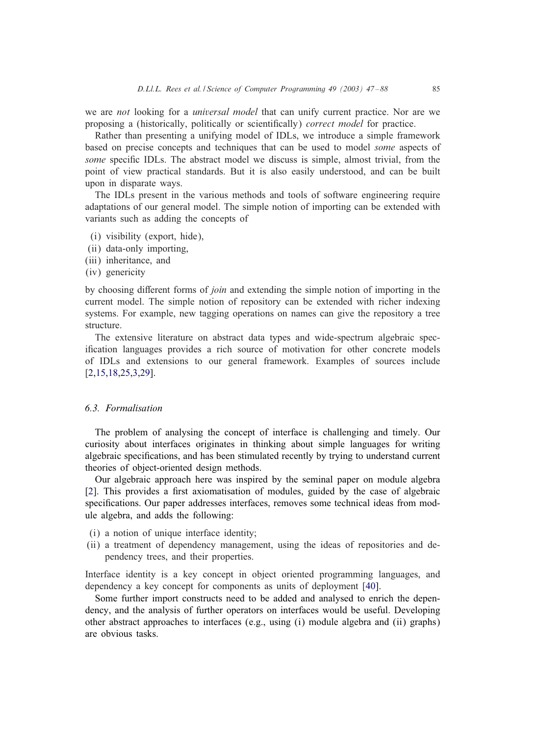we are *not* looking for a *universal model* that can unify current practice. Nor are we proposing a (historically, politically or scientifically) *correct model* for practice.

Rather than presenting a unifying model of IDLs, we introduce a simple framework based on precise concepts and techniques that can be used to model *some* aspects of *some* specific IDLs. The abstract model we discuss is simple, almost trivial, from the point of view practical standards. But it is also easily understood, and can be built upon in disparate ways.

The IDLs present in the various methods and tools of software engineering require adaptations of our general model. The simple notion of importing can be extended with variants such as adding the concepts of

(i) visibility (export, hide),
(ii) data-only importing,
(iii) inheritance, and
(iv) genericity

by choosing different forms of *join* and extending the simple notion of importing in the current model. The simple notion of repository can be extended with richer indexing systems. For example, new tagging operations on names can give the repository a tree structure.

The extensive literature on abstract data types and wide-spectrum algebraic specification languages provides a rich source of motivation for other concrete models of IDLs and extensions to our general framework. Examples of sources include [2,15,18,25,3,29].

### 6.3. Formalisation

The problem of analysing the concept of interface is challenging and timely. Our curiosity about interfaces originates in thinking about simple languages for writing algebraic specifications, and has been stimulated recently by trying to understand current theories of object-oriented design methods.

Our algebraic approach here was inspired by the seminal paper on module algebra [2]. This provides a first axiomatisation of modules, guided by the case of algebraic specifications. Our paper addresses interfaces, removes some technical ideas from module algebra, and adds the following:

(i) a notion of unique interface identity;
(ii) a treatment of dependency management, using the ideas of repositories and dependency trees, and their properties.

Interface identity is a key concept in object oriented programming languages, and dependency a key concept for components as units of deployment [40].

Some further import constructs need to be added and analysed to enrich the dependency, and the analysis of further operators on interfaces would be useful. Developing other abstract approaches to interfaces (e.g., using (i) module algebra and (ii) graphs) are obvious tasks.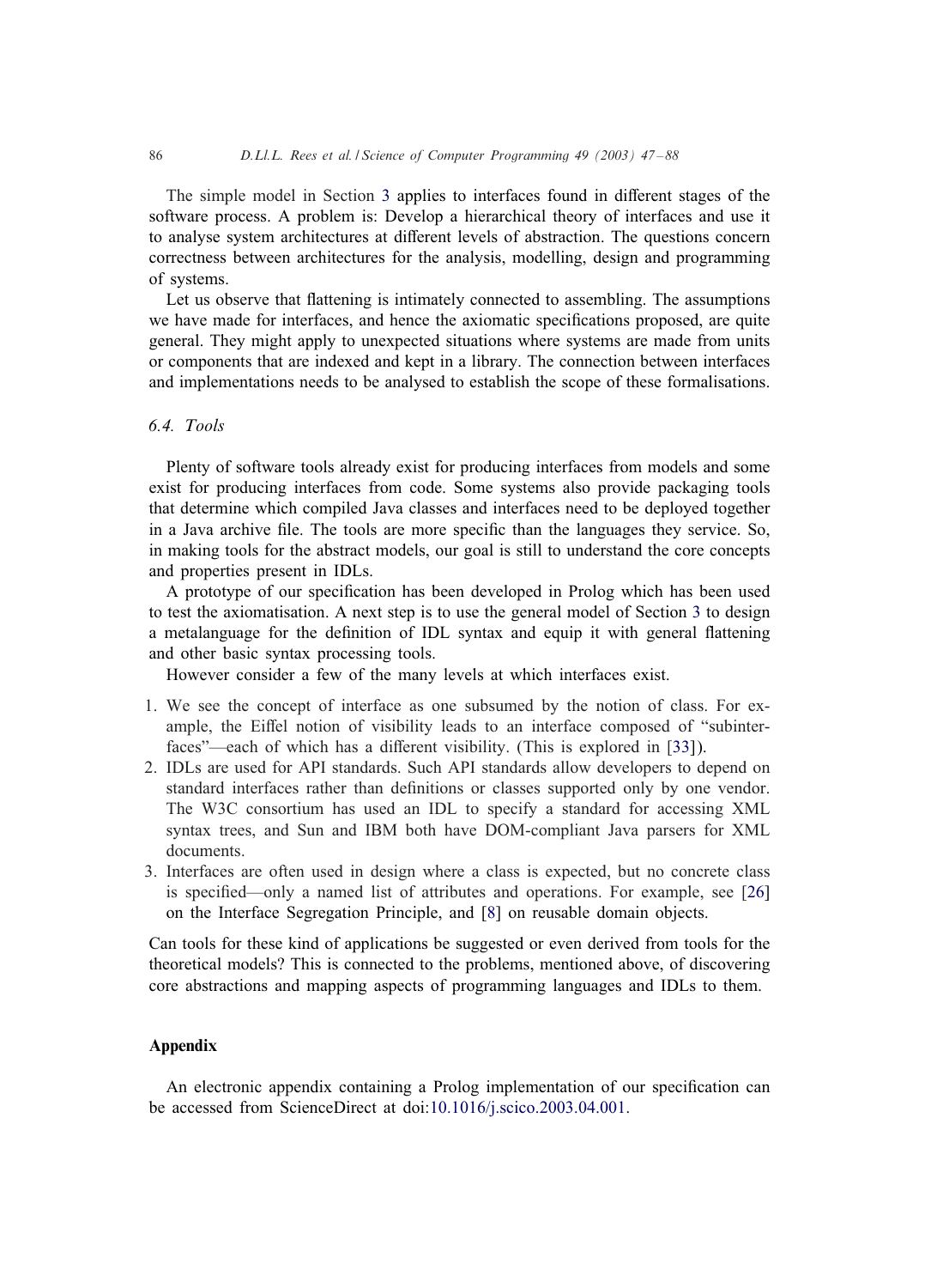The simple model in Section 3 applies to interfaces found in different stages of the software process. A problem is: Develop a hierarchical theory of interfaces and use it to analyse system architectures at different levels of abstraction. The questions concern correctness between architectures for the analysis, modelling, design and programming of systems.

Let us observe that flattening is intimately connected to assembling. The assumptions we have made for interfaces, and hence the axiomatic specifications proposed, are quite general. They might apply to unexpected situations where systems are made from units or components that are indexed and kept in a library. The connection between interfaces and implementations needs to be analysed to establish the scope of these formalisations.

### 6.4. Tools

Plenty of software tools already exist for producing interfaces from models and some exist for producing interfaces from code. Some systems also provide packaging tools that determine which compiled Java classes and interfaces need to be deployed together in a Java archive file. The tools are more specific than the languages they service. So, in making tools for the abstract models, our goal is still to understand the core concepts and properties present in IDLs.

A prototype of our specification has been developed in Prolog which has been used to test the axiomatisation. A next step is to use the general model of Section 3 to design a metalanguage for the definition of IDL syntax and equip it with general flattening and other basic syntax processing tools.

However consider a few of the many levels at which interfaces exist.

1. We see the concept of interface as one subsumed by the notion of class. For example, the Eiffel notion of visibility leads to an interface composed of "subinterfaces"—each of which has a different visibility. (This is explored in [33]).
2. IDLs are used for API standards. Such API standards allow developers to depend on standard interfaces rather than definitions or classes supported only by one vendor. The W3C consortium has used an IDL to specify a standard for accessing XML syntax trees, and Sun and IBM both have DOM-compliant Java parsers for XML documents.
3. Interfaces are often used in design where a class is expected, but no concrete class is specified—only a named list of attributes and operations. For example, see [26] on the Interface Segregation Principle, and [8] on reusable domain objects.

Can tools for these kind of applications be suggested or even derived from tools for the theoretical models? This is connected to the problems, mentioned above, of discovering core abstractions and mapping aspects of programming languages and IDLs to them.

## Appendix

An electronic appendix containing a Prolog implementation of our specification can be accessed from ScienceDirect at doi:10.1016/j.scico.2003.04.001.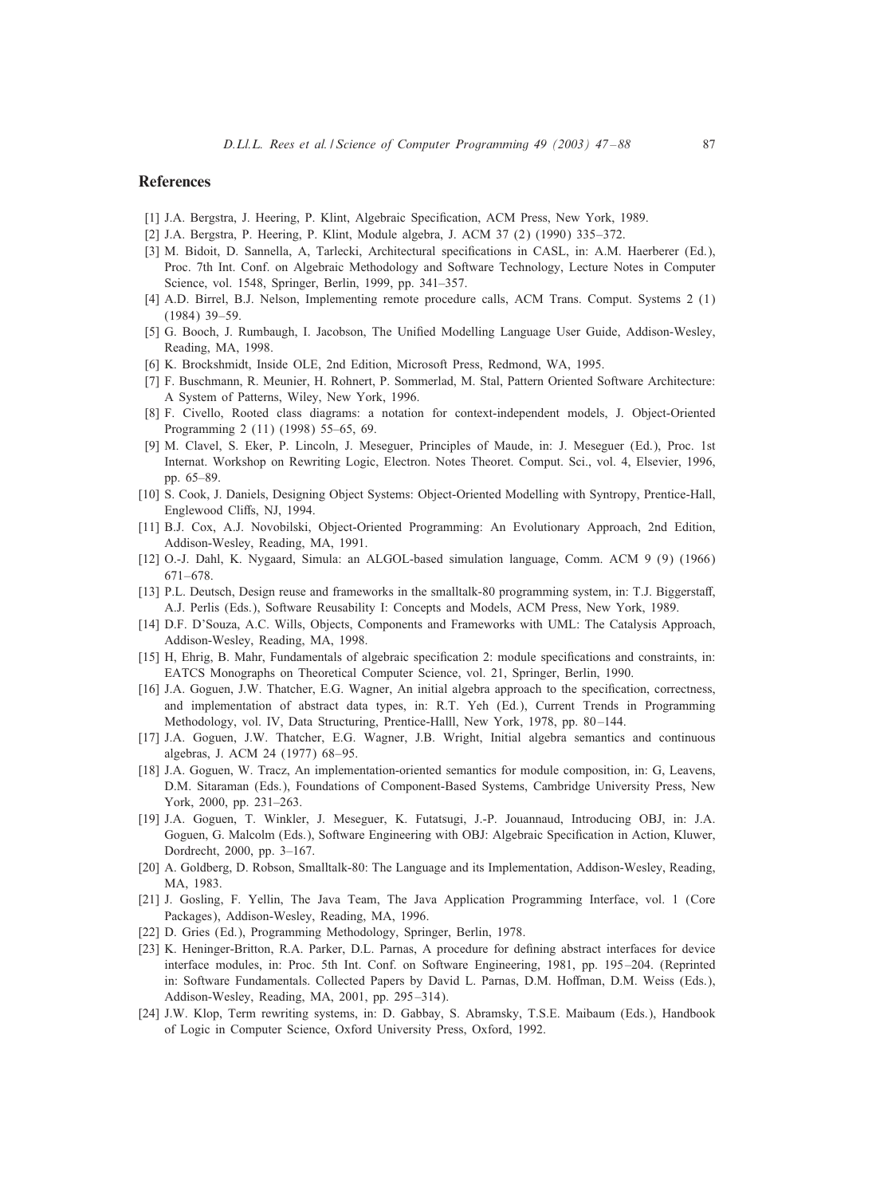## References

[1] J.A. Bergstra, J. Heering, P. Klint, Algebraic Specification, ACM Press, New York, 1989.

[2] J.A. Bergstra, P. Heering, P. Klint, Module algebra, J. ACM 37 (2) (1990) 335–372.

[3] M. Bidoit, D. Sannella, A, Tarlecki, Architectural specifications in CASL, in: A.M. Haerberer (Ed.), Proc. 7th Int. Conf. on Algebraic Methodology and Software Technology, Lecture Notes in Computer Science, vol. 1548, Springer, Berlin, 1999, pp. 341–357.

[4] A.D. Birrel, B.J. Nelson, Implementing remote procedure calls, ACM Trans. Comput. Systems 2 (1) (1984) 39–59.

[5] G. Booch, J. Rumbaugh, I. Jacobson, The Unified Modelling Language User Guide, Addison-Wesley, Reading, MA, 1998.

[6] K. Brockshmidt, Inside OLE, 2nd Edition, Microsoft Press, Redmond, WA, 1995.

[7] F. Buschmann, R. Meunier, H. Rohnert, P. Sommerlad, M. Stal, Pattern Oriented Software Architecture: A System of Patterns, Wiley, New York, 1996.

[8] F. Civello, Rooted class diagrams: a notation for context-independent models, J. Object-Oriented Programming 2 (11) (1998) 55–65, 69.

[9] M. Clavel, S. Eker, P. Lincoln, J. Meseguer, Principles of Maude, in: J. Meseguer (Ed.), Proc. 1st Internat. Workshop on Rewriting Logic, Electron. Notes Theoret. Comput. Sci., vol. 4, Elsevier, 1996, pp. 65–89.

[10] S. Cook, J. Daniels, Designing Object Systems: Object-Oriented Modelling with Syntropy, Prentice-Hall, Englewood Cliffs, NJ, 1994.

[11] B.J. Cox, A.J. Novobilski, Object-Oriented Programming: An Evolutionary Approach, 2nd Edition, Addison-Wesley, Reading, MA, 1991.

[12] O.-J. Dahl, K. Nygaard, Simula: an ALGOL-based simulation language, Comm. ACM 9 (9) (1966) 671–678.

[13] P.L. Deutsch, Design reuse and frameworks in the smalltalk-80 programming system, in: T.J. Biggerstaff, A.J. Perlis (Eds.), Software Reusability I: Concepts and Models, ACM Press, New York, 1989.

[14] D.F. D'Souza, A.C. Wills, Objects, Components and Frameworks with UML: The Catalysis Approach, Addison-Wesley, Reading, MA, 1998.

[15] H, Ehrig, B. Mahr, Fundamentals of algebraic specification 2: module specifications and constraints, in: EATCS Monographs on Theoretical Computer Science, vol. 21, Springer, Berlin, 1990.

[16] J.A. Goguen, J.W. Thatcher, E.G. Wagner, An initial algebra approach to the specification, correctness, and implementation of abstract data types, in: R.T. Yeh (Ed.), Current Trends in Programming Methodology, vol. IV, Data Structuring, Prentice-Halll, New York, 1978, pp. 80–144.

[17] J.A. Goguen, J.W. Thatcher, E.G. Wagner, J.B. Wright, Initial algebra semantics and continuous algebras, J. ACM 24 (1977) 68–95.

[18] J.A. Goguen, W. Tracz, An implementation-oriented semantics for module composition, in: G, Leavens, D.M. Sitaraman (Eds.), Foundations of Component-Based Systems, Cambridge University Press, New York, 2000, pp. 231–263.

[19] J.A. Goguen, T. Winkler, J. Meseguer, K. Futatsugi, J.-P. Jouannaud, Introducing OBJ, in: J.A. Goguen, G. Malcolm (Eds.), Software Engineering with OBJ: Algebraic Specification in Action, Kluwer, Dordrecht, 2000, pp. 3–167.

[20] A. Goldberg, D. Robson, Smalltalk-80: The Language and its Implementation, Addison-Wesley, Reading, MA, 1983.

[21] J. Gosling, F. Yellin, The Java Team, The Java Application Programming Interface, vol. 1 (Core Packages), Addison-Wesley, Reading, MA, 1996.

[22] D. Gries (Ed.), Programming Methodology, Springer, Berlin, 1978.

[23] K. Heninger-Britton, R.A. Parker, D.L. Parnas, A procedure for defining abstract interfaces for device interface modules, in: Proc. 5th Int. Conf. on Software Engineering, 1981, pp. 195–204. (Reprinted in: Software Fundamentals. Collected Papers by David L. Parnas, D.M. Hoffman, D.M. Weiss (Eds.), Addison-Wesley, Reading, MA, 2001, pp. 295–314).

[24] J.W. Klop, Term rewriting systems, in: D. Gabbay, S. Abramsky, T.S.E. Maibaum (Eds.), Handbook of Logic in Computer Science, Oxford University Press, Oxford, 1992.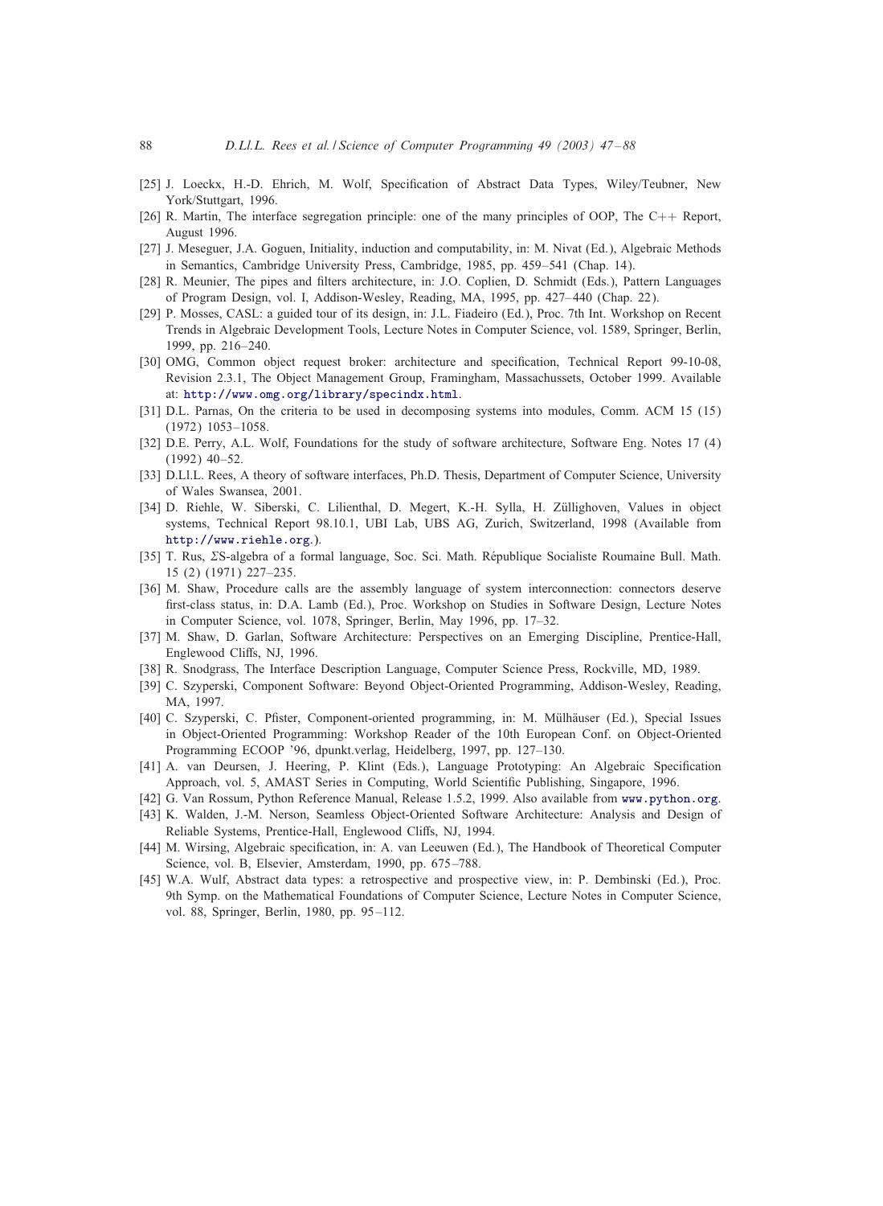[25] J. Loeckx, H.-D. Ehrich, M. Wolf, Specification of Abstract Data Types, Wiley/Teubner, New York/Stuttgart, 1996.

[26] R. Martin, The interface segregation principle: one of the many principles of OOP, The C++ Report, August 1996.

[27] J. Meseguer, J.A. Goguen, Initiality, induction and computability, in: M. Nivat (Ed.), Algebraic Methods in Semantics, Cambridge University Press, Cambridge, 1985, pp. 459–541 (Chap. 14).

[28] R. Meunier, The pipes and filters architecture, in: J.O. Coplien, D. Schmidt (Eds.), Pattern Languages of Program Design, vol. I, Addison-Wesley, Reading, MA, 1995, pp. 427–440 (Chap. 22).

[29] P. Mosses, CASL: a guided tour of its design, in: J.L. Fiadeiro (Ed.), Proc. 7th Int. Workshop on Recent Trends in Algebraic Development Tools, Lecture Notes in Computer Science, vol. 1589, Springer, Berlin, 1999, pp. 216–240.

[30] OMG, Common object request broker: architecture and specification, Technical Report 99-10-08, Revision 2.3.1, The Object Management Group, Framingham, Massachussets, October 1999. Available at: http://www.omg.org/library/specindx.html.

[31] D.L. Parnas, On the criteria to be used in decomposing systems into modules, Comm. ACM 15 (15) (1972) 1053–1058.

[32] D.E. Perry, A.L. Wolf, Foundations for the study of software architecture, Software Eng. Notes 17 (4) (1992) 40–52.

[33] D.Ll.L. Rees, A theory of software interfaces, Ph.D. Thesis, Department of Computer Science, University of Wales Swansea, 2001.

[34] D. Riehle, W. Siberski, C. Lilienthal, D. Megert, K.-H. Sylla, H. Züllighoven, Values in object systems, Technical Report 98.10.1, UBI Lab, UBS AG, Zurich, Switzerland, 1998 (Available from http://www.riehle.org.).

[35] T. Rus, $\Sigma$S-algebra of a formal language, Soc. Sci. Math. République Socialiste Roumaine Bull. Math. 15 (2) (1971) 227–235.

[36] M. Shaw, Procedure calls are the assembly language of system interconnection: connectors deserve first-class status, in: D.A. Lamb (Ed.), Proc. Workshop on Studies in Software Design, Lecture Notes in Computer Science, vol. 1078, Springer, Berlin, May 1996, pp. 17–32.

[37] M. Shaw, D. Garlan, Software Architecture: Perspectives on an Emerging Discipline, Prentice-Hall, Englewood Cliffs, NJ, 1996.

[38] R. Snodgrass, The Interface Description Language, Computer Science Press, Rockville, MD, 1989.

[39] C. Szyperski, Component Software: Beyond Object-Oriented Programming, Addison-Wesley, Reading, MA, 1997.

[40] C. Szyperski, C. Pfister, Component-oriented programming, in: M. Mülhäuser (Ed.), Special Issues in Object-Oriented Programming: Workshop Reader of the 10th European Conf. on Object-Oriented Programming ECOOP '96, dpunkt.verlag, Heidelberg, 1997, pp. 127–130.

[41] A. van Deursen, J. Heering, P. Klint (Eds.), Language Prototyping: An Algebraic Specification Approach, vol. 5, AMAST Series in Computing, World Scientific Publishing, Singapore, 1996.

[42] G. Van Rossum, Python Reference Manual, Release 1.5.2, 1999. Also available from www.python.org.

[43] K. Walden, J.-M. Nerson, Seamless Object-Oriented Software Architecture: Analysis and Design of Reliable Systems, Prentice-Hall, Englewood Cliffs, NJ, 1994.

[44] M. Wirsing, Algebraic specification, in: A. van Leeuwen (Ed.), The Handbook of Theoretical Computer Science, vol. B, Elsevier, Amsterdam, 1990, pp. 675–788.

[45] W.A. Wulf, Abstract data types: a retrospective and prospective view, in: P. Dembinski (Ed.), Proc. 9th Symp. on the Mathematical Foundations of Computer Science, Lecture Notes in Computer Science, vol. 88, Springer, Berlin, 1980, pp. 95–112.